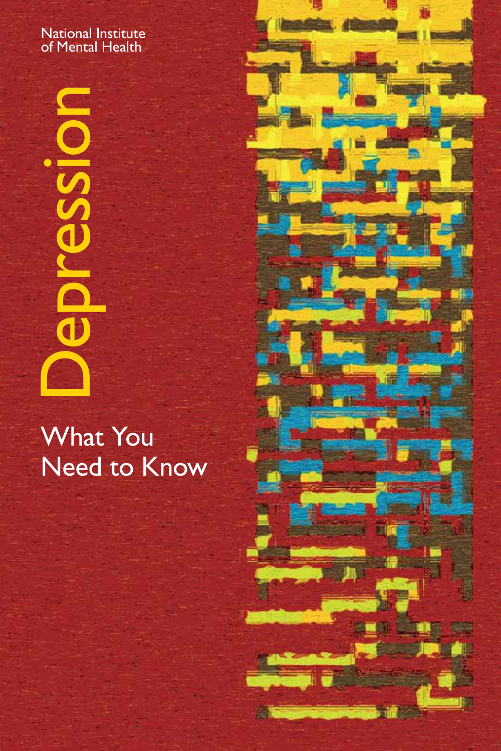National Institute of Mental Health

# Depression

## What You Need to Know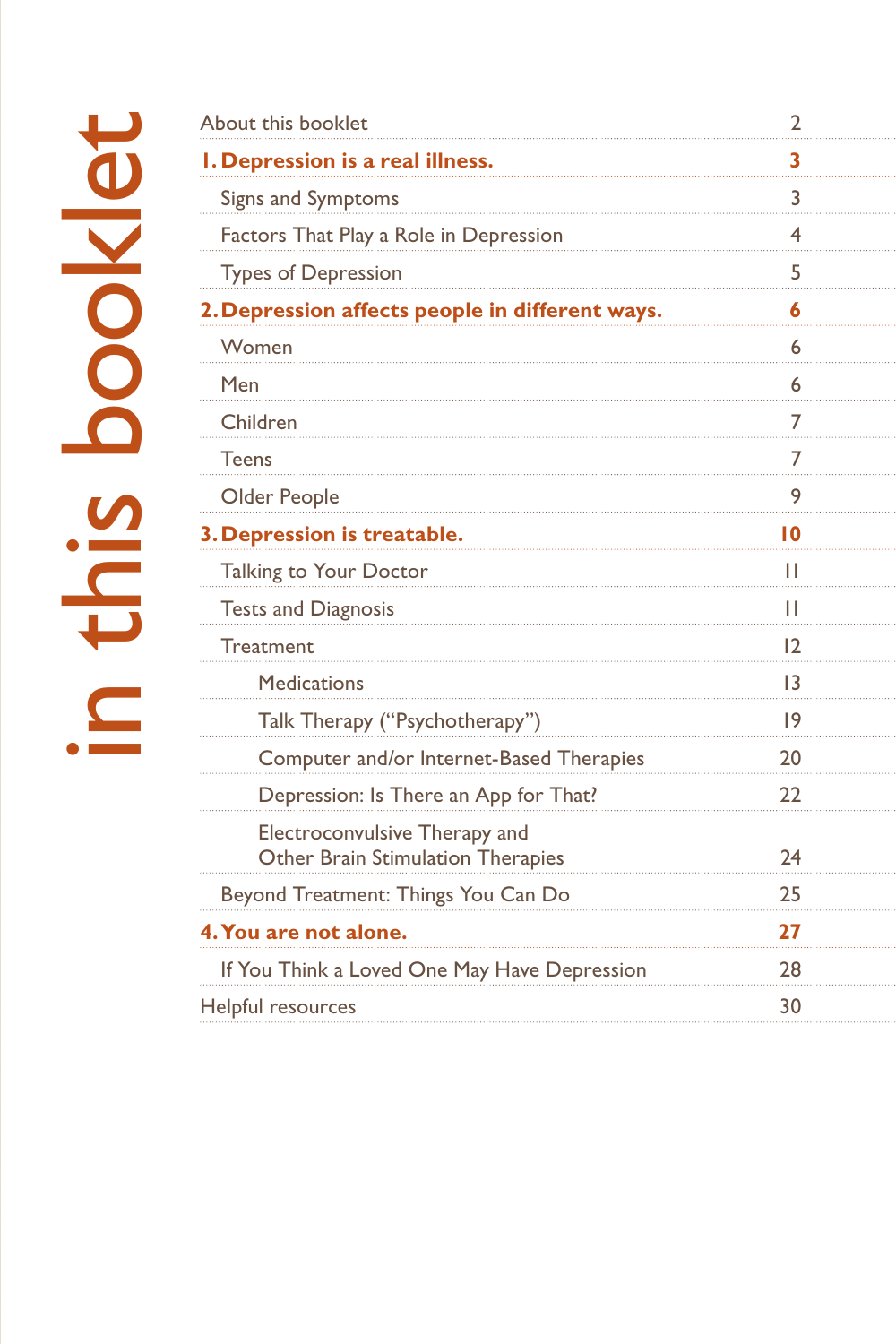# in this booklet

| | |
|---|---|
| About this booklet | 2 |
| **1. Depression is a real illness.** | **3** |
| Signs and Symptoms | 3 |
| Factors That Play a Role in Depression | 4 |
| Types of Depression | 5 |
| **2. Depression affects people in different ways.** | **6** |
| Women | 6 |
| Men | 6 |
| Children | 7 |
| Teens | 7 |
| Older People | 9 |
| **3. Depression is treatable.** | **10** |
| Talking to Your Doctor | 11 |
| Tests and Diagnosis | 11 |
| Treatment | 12 |
| Medications | 13 |
| Talk Therapy (“Psychotherapy”) | 19 |
| Computer and/or Internet-Based Therapies | 20 |
| Depression: Is There an App for That? | 22 |
| Electroconvulsive Therapy and Other Brain Stimulation Therapies | 24 |
| Beyond Treatment: Things You Can Do | 25 |
| **4. You are not alone.** | **27** |
| If You Think a Loved One May Have Depression | 28 |
| Helpful resources | 30 |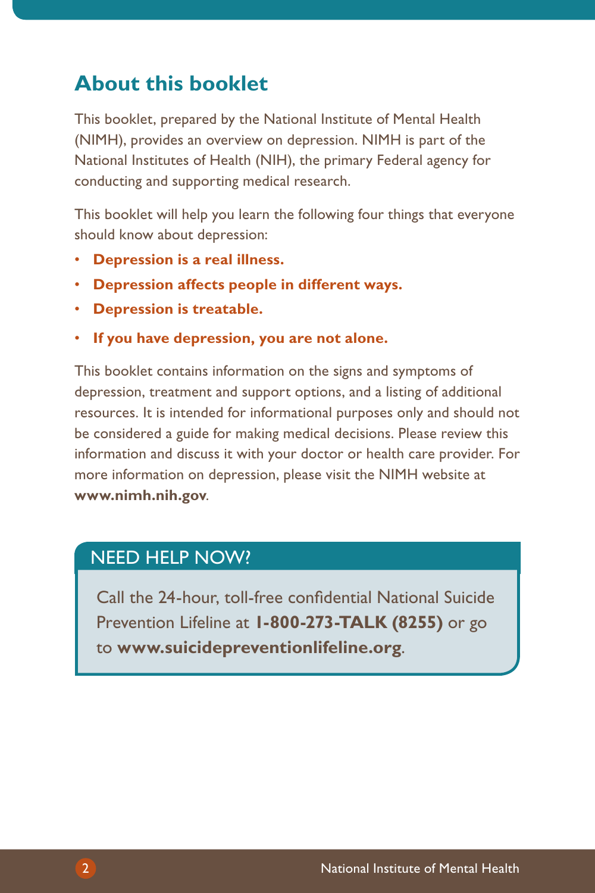## About this booklet

This booklet, prepared by the National Institute of Mental Health (NIMH), provides an overview on depression. NIMH is part of the National Institutes of Health (NIH), the primary Federal agency for conducting and supporting medical research.

This booklet will help you learn the following four things that everyone should know about depression:

- **Depression is a real illness.**
- **Depression affects people in different ways.**
- **Depression is treatable.**
- **If you have depression, you are not alone.**

This booklet contains information on the signs and symptoms of depression, treatment and support options, and a listing of additional resources. It is intended for informational purposes only and should not be considered a guide for making medical decisions. Please review this information and discuss it with your doctor or health care provider. For more information on depression, please visit the NIMH website at **www.nimh.nih.gov**.

### NEED HELP NOW?

Call the 24-hour, toll-free confidential National Suicide Prevention Lifeline at **1-800-273-TALK (8255)** or go to **www.suicidepreventionlifeline.org**.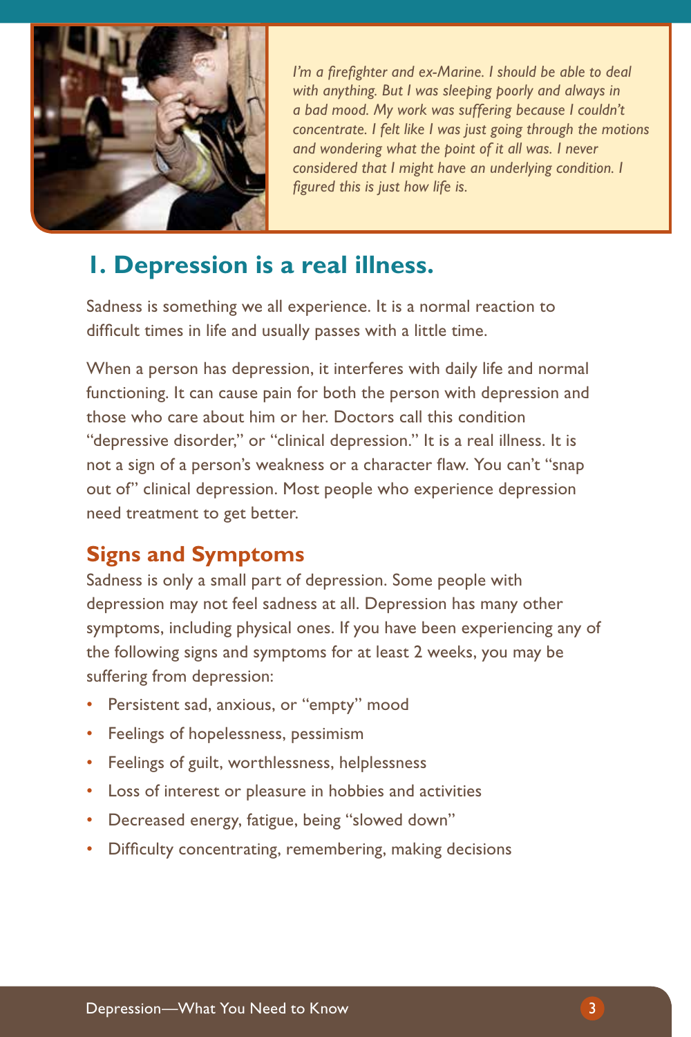*I'm a firefighter and ex-Marine. I should be able to deal with anything. But I was sleeping poorly and always in a bad mood. My work was suffering because I couldn't concentrate. I felt like I was just going through the motions and wondering what the point of it all was. I never considered that I might have an underlying condition. I figured this is just how life is.*

## 1. Depression is a real illness.

Sadness is something we all experience. It is a normal reaction to difficult times in life and usually passes with a little time.

When a person has depression, it interferes with daily life and normal functioning. It can cause pain for both the person with depression and those who care about him or her. Doctors call this condition "depressive disorder," or "clinical depression." It is a real illness. It is not a sign of a person's weakness or a character flaw. You can't "snap out of" clinical depression. Most people who experience depression need treatment to get better.

### Signs and Symptoms

Sadness is only a small part of depression. Some people with depression may not feel sadness at all. Depression has many other symptoms, including physical ones. If you have been experiencing any of the following signs and symptoms for at least 2 weeks, you may be suffering from depression:

- Persistent sad, anxious, or "empty" mood
- Feelings of hopelessness, pessimism
- Feelings of guilt, worthlessness, helplessness
- Loss of interest or pleasure in hobbies and activities
- Decreased energy, fatigue, being "slowed down"
- Difficulty concentrating, remembering, making decisions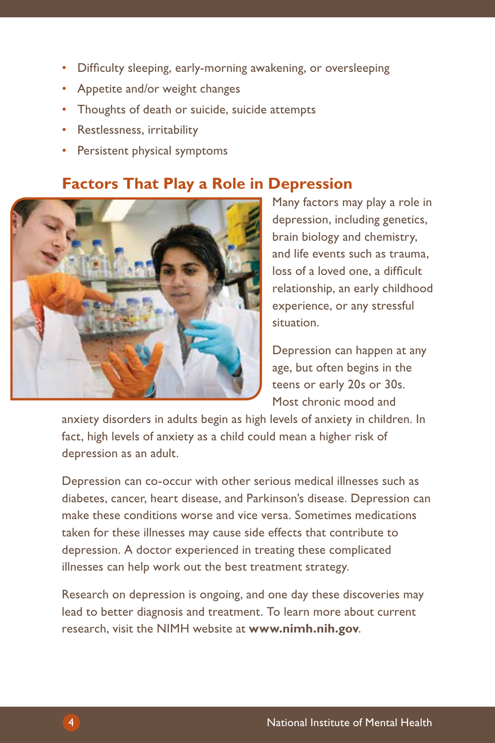- Difficulty sleeping, early-morning awakening, or oversleeping
- Appetite and/or weight changes
- Thoughts of death or suicide, suicide attempts
- Restlessness, irritability
- Persistent physical symptoms

## Factors That Play a Role in Depression

Many factors may play a role in depression, including genetics, brain biology and chemistry, and life events such as trauma, loss of a loved one, a difficult relationship, an early childhood experience, or any stressful situation.

Depression can happen at any age, but often begins in the teens or early 20s or 30s. Most chronic mood and anxiety disorders in adults begin as high levels of anxiety in children. In fact, high levels of anxiety as a child could mean a higher risk of depression as an adult.

Depression can co-occur with other serious medical illnesses such as diabetes, cancer, heart disease, and Parkinson's disease. Depression can make these conditions worse and vice versa. Sometimes medications taken for these illnesses may cause side effects that contribute to depression. A doctor experienced in treating these complicated illnesses can help work out the best treatment strategy.

Research on depression is ongoing, and one day these discoveries may lead to better diagnosis and treatment. To learn more about current research, visit the NIMH website at **www.nimh.nih.gov**.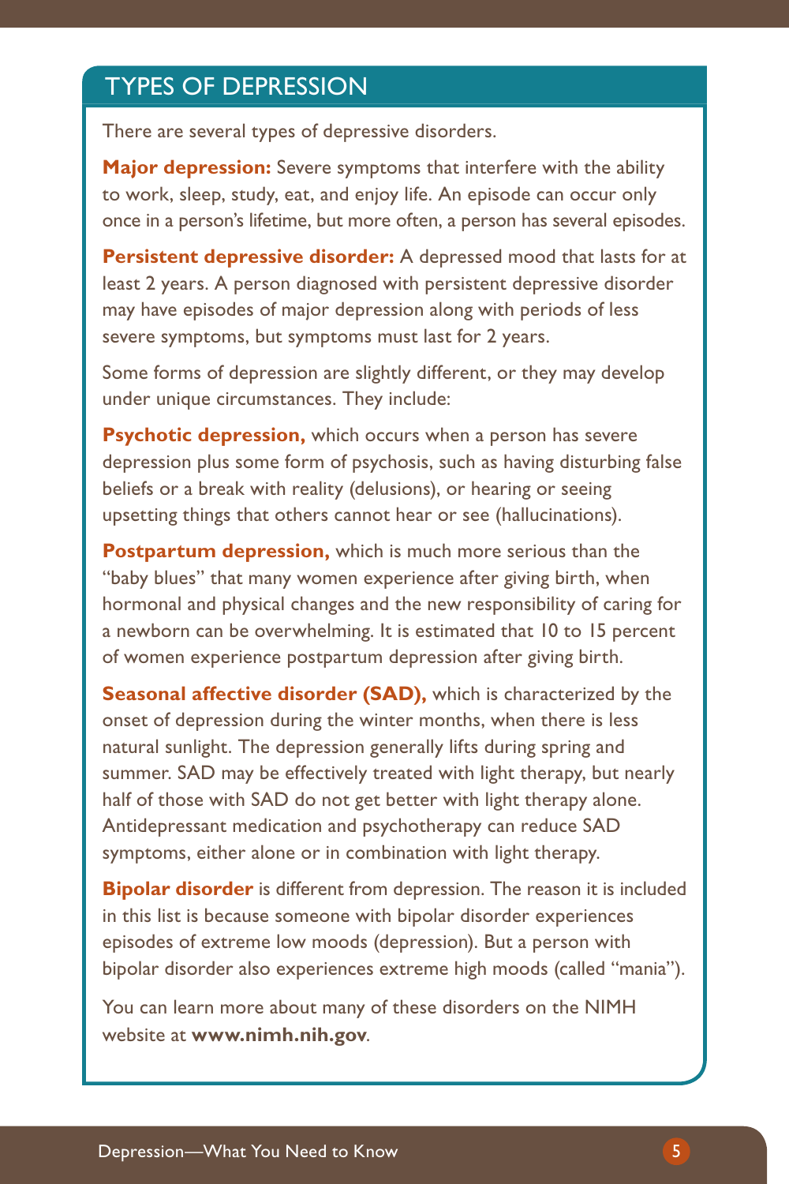## TYPES OF DEPRESSION

There are several types of depressive disorders.

**Major depression:** Severe symptoms that interfere with the ability to work, sleep, study, eat, and enjoy life. An episode can occur only once in a person's lifetime, but more often, a person has several episodes.

**Persistent depressive disorder:** A depressed mood that lasts for at least 2 years. A person diagnosed with persistent depressive disorder may have episodes of major depression along with periods of less severe symptoms, but symptoms must last for 2 years.

Some forms of depression are slightly different, or they may develop under unique circumstances. They include:

**Psychotic depression,** which occurs when a person has severe depression plus some form of psychosis, such as having disturbing false beliefs or a break with reality (delusions), or hearing or seeing upsetting things that others cannot hear or see (hallucinations).

**Postpartum depression,** which is much more serious than the "baby blues" that many women experience after giving birth, when hormonal and physical changes and the new responsibility of caring for a newborn can be overwhelming. It is estimated that 10 to 15 percent of women experience postpartum depression after giving birth.

**Seasonal affective disorder (SAD),** which is characterized by the onset of depression during the winter months, when there is less natural sunlight. The depression generally lifts during spring and summer. SAD may be effectively treated with light therapy, but nearly half of those with SAD do not get better with light therapy alone. Antidepressant medication and psychotherapy can reduce SAD symptoms, either alone or in combination with light therapy.

**Bipolar disorder** is different from depression. The reason it is included in this list is because someone with bipolar disorder experiences episodes of extreme low moods (depression). But a person with bipolar disorder also experiences extreme high moods (called "mania").

You can learn more about many of these disorders on the NIMH website at **www.nimh.nih.gov**.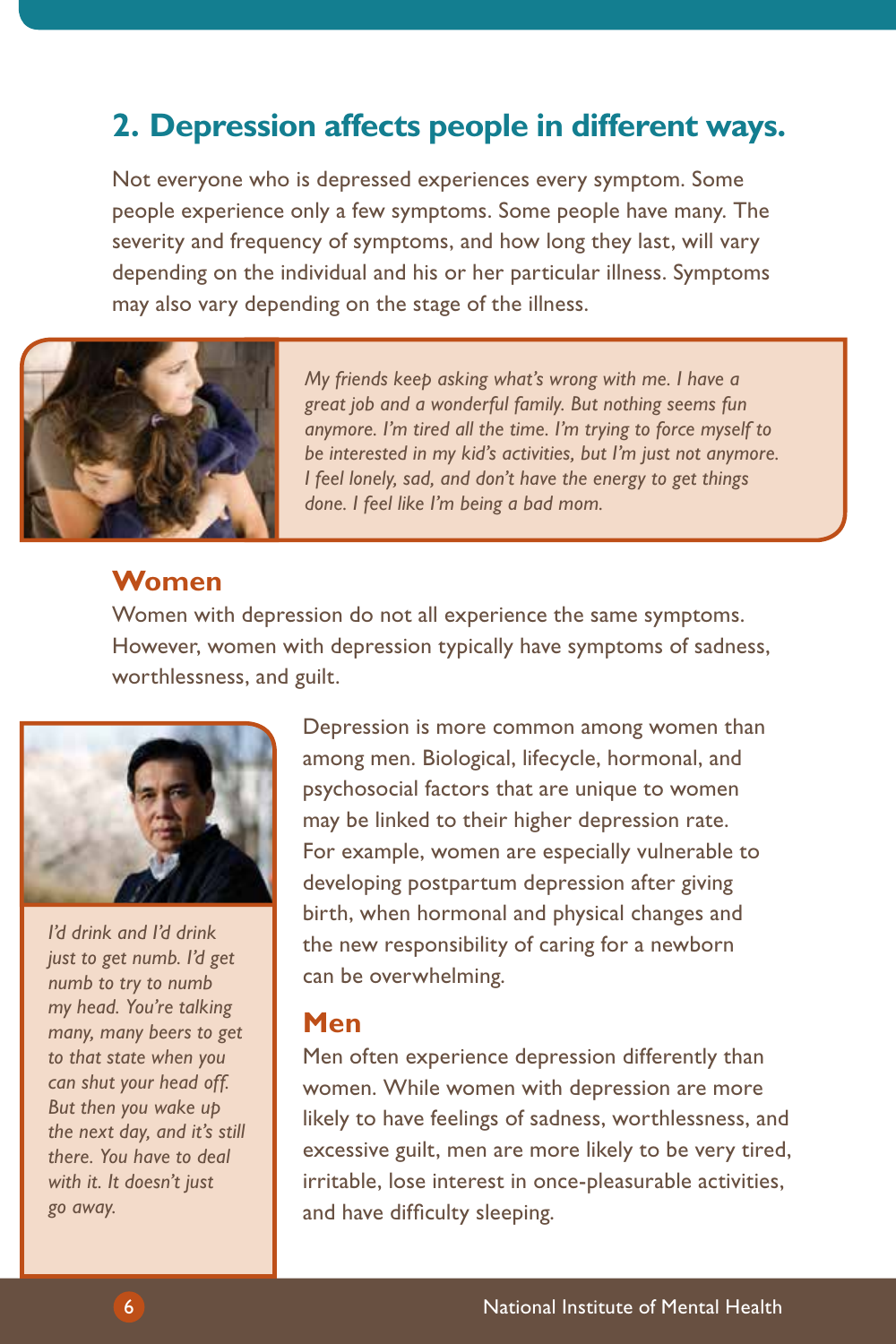## 2. Depression affects people in different ways.

Not everyone who is depressed experiences every symptom. Some people experience only a few symptoms. Some people have many. The severity and frequency of symptoms, and how long they last, will vary depending on the individual and his or her particular illness. Symptoms may also vary depending on the stage of the illness.

*My friends keep asking what's wrong with me. I have a great job and a wonderful family. But nothing seems fun anymore. I'm tired all the time. I'm trying to force myself to be interested in my kid's activities, but I'm just not anymore. I feel lonely, sad, and don't have the energy to get things done. I feel like I'm being a bad mom.*

### Women

Women with depression do not all experience the same symptoms. However, women with depression typically have symptoms of sadness, worthlessness, and guilt.

Depression is more common among women than among men. Biological, lifecycle, hormonal, and psychosocial factors that are unique to women may be linked to their higher depression rate. For example, women are especially vulnerable to developing postpartum depression after giving birth, when hormonal and physical changes and the new responsibility of caring for a newborn can be overwhelming.

*I'd drink and I'd drink just to get numb. I'd get numb to try to numb my head. You're talking many, many beers to get to that state when you can shut your head off. But then you wake up the next day, and it's still there. You have to deal with it. It doesn't just go away.*

### Men

Men often experience depression differently than women. While women with depression are more likely to have feelings of sadness, worthlessness, and excessive guilt, men are more likely to be very tired, irritable, lose interest in once-pleasurable activities, and have difficulty sleeping.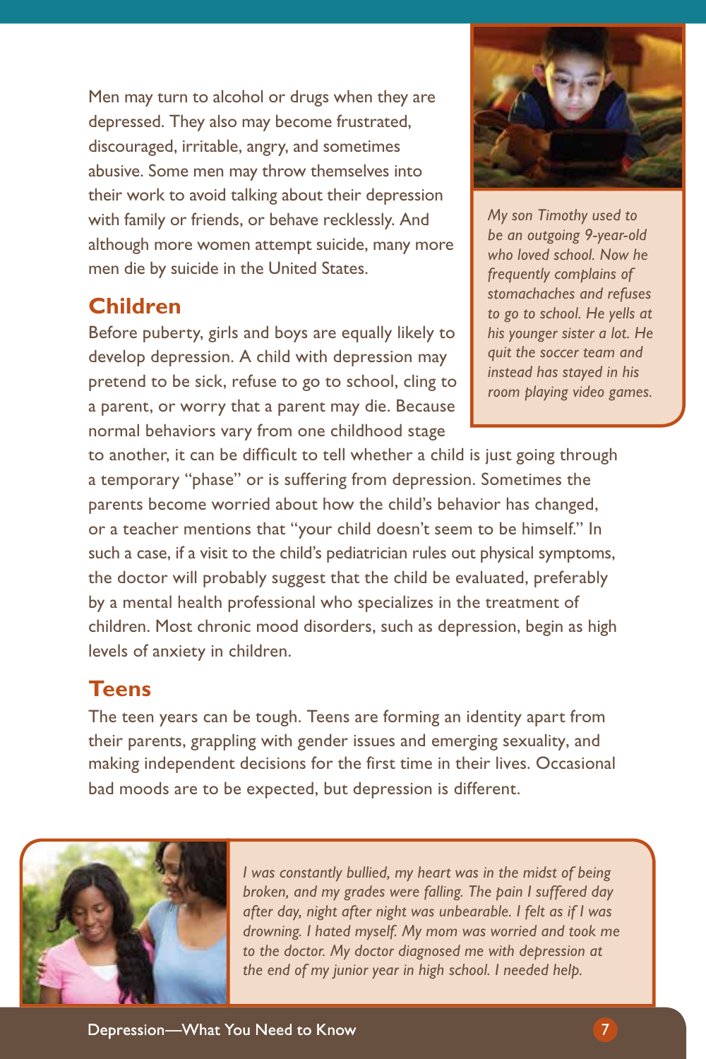Men may turn to alcohol or drugs when they are depressed. They also may become frustrated, discouraged, irritable, angry, and sometimes abusive. Some men may throw themselves into their work to avoid talking about their depression with family or friends, or behave recklessly. And although more women attempt suicide, many more men die by suicide in the United States.

*My son Timothy used to be an outgoing 9-year-old who loved school. Now he frequently complains of stomachaches and refuses to go to school. He yells at his younger sister a lot. He quit the soccer team and instead has stayed in his room playing video games.*

## Children

Before puberty, girls and boys are equally likely to develop depression. A child with depression may pretend to be sick, refuse to go to school, cling to a parent, or worry that a parent may die. Because normal behaviors vary from one childhood stage to another, it can be difficult to tell whether a child is just going through a temporary "phase" or is suffering from depression. Sometimes the parents become worried about how the child's behavior has changed, or a teacher mentions that "your child doesn't seem to be himself." In such a case, if a visit to the child's pediatrician rules out physical symptoms, the doctor will probably suggest that the child be evaluated, preferably by a mental health professional who specializes in the treatment of children. Most chronic mood disorders, such as depression, begin as high levels of anxiety in children.

## Teens

The teen years can be tough. Teens are forming an identity apart from their parents, grappling with gender issues and emerging sexuality, and making independent decisions for the first time in their lives. Occasional bad moods are to be expected, but depression is different.

*I was constantly bullied, my heart was in the midst of being broken, and my grades were falling. The pain I suffered day after day, night after night was unbearable. I felt as if I was drowning. I hated myself. My mom was worried and took me to the doctor. My doctor diagnosed me with depression at the end of my junior year in high school. I needed help.*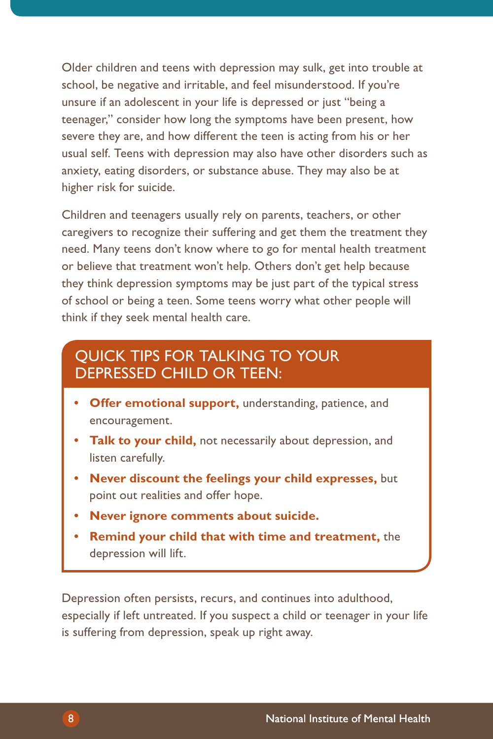Older children and teens with depression may sulk, get into trouble at school, be negative and irritable, and feel misunderstood. If you're unsure if an adolescent in your life is depressed or just "being a teenager," consider how long the symptoms have been present, how severe they are, and how different the teen is acting from his or her usual self. Teens with depression may also have other disorders such as anxiety, eating disorders, or substance abuse. They may also be at higher risk for suicide.

Children and teenagers usually rely on parents, teachers, or other caregivers to recognize their suffering and get them the treatment they need. Many teens don't know where to go for mental health treatment or believe that treatment won't help. Others don't get help because they think depression symptoms may be just part of the typical stress of school or being a teen. Some teens worry what other people will think if they seek mental health care.

## QUICK TIPS FOR TALKING TO YOUR DEPRESSED CHILD OR TEEN:

- **Offer emotional support,** understanding, patience, and encouragement.
- **Talk to your child,** not necessarily about depression, and listen carefully.
- **Never discount the feelings your child expresses,** but point out realities and offer hope.
- **Never ignore comments about suicide.**
- **Remind your child that with time and treatment,** the depression will lift.

Depression often persists, recurs, and continues into adulthood, especially if left untreated. If you suspect a child or teenager in your life is suffering from depression, speak up right away.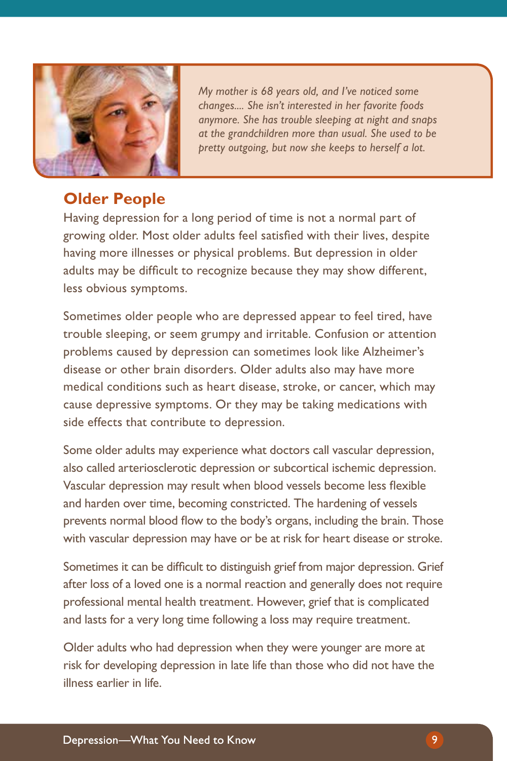*My mother is 68 years old, and I've noticed some changes.... She isn't interested in her favorite foods anymore. She has trouble sleeping at night and snaps at the grandchildren more than usual. She used to be pretty outgoing, but now she keeps to herself a lot.*

## Older People

Having depression for a long period of time is not a normal part of growing older. Most older adults feel satisfied with their lives, despite having more illnesses or physical problems. But depression in older adults may be difficult to recognize because they may show different, less obvious symptoms.

Sometimes older people who are depressed appear to feel tired, have trouble sleeping, or seem grumpy and irritable. Confusion or attention problems caused by depression can sometimes look like Alzheimer's disease or other brain disorders. Older adults also may have more medical conditions such as heart disease, stroke, or cancer, which may cause depressive symptoms. Or they may be taking medications with side effects that contribute to depression.

Some older adults may experience what doctors call vascular depression, also called arteriosclerotic depression or subcortical ischemic depression. Vascular depression may result when blood vessels become less flexible and harden over time, becoming constricted. The hardening of vessels prevents normal blood flow to the body's organs, including the brain. Those with vascular depression may have or be at risk for heart disease or stroke.

Sometimes it can be difficult to distinguish grief from major depression. Grief after loss of a loved one is a normal reaction and generally does not require professional mental health treatment. However, grief that is complicated and lasts for a very long time following a loss may require treatment.

Older adults who had depression when they were younger are more at risk for developing depression in late life than those who did not have the illness earlier in life.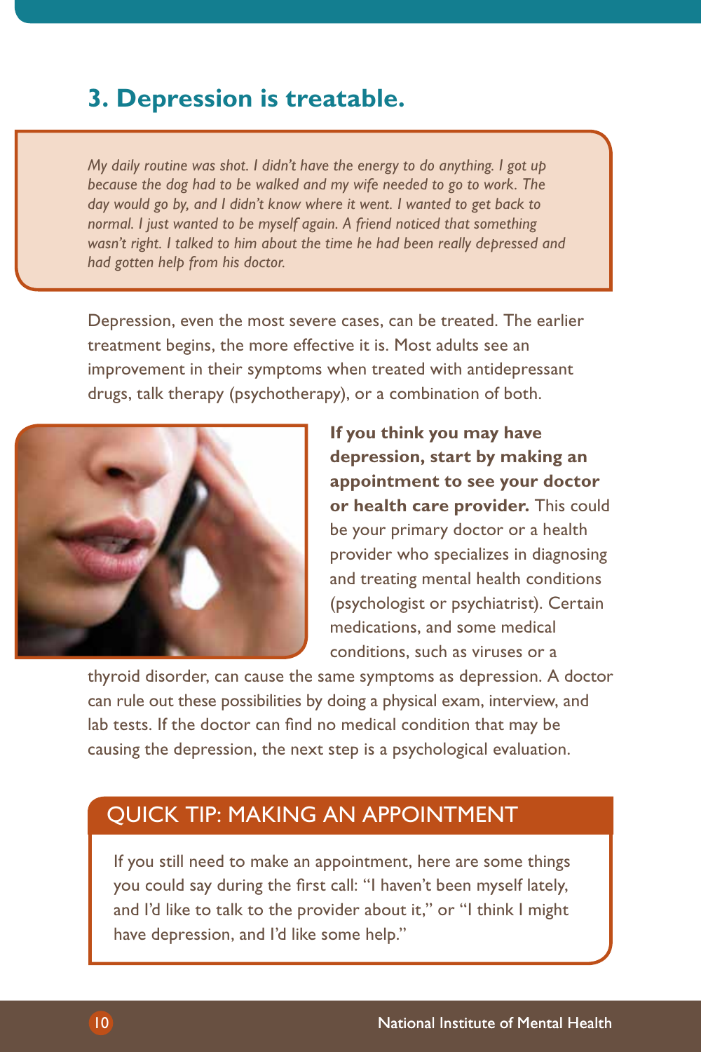## 3. Depression is treatable.

*My daily routine was shot. I didn't have the energy to do anything. I got up because the dog had to be walked and my wife needed to go to work. The day would go by, and I didn't know where it went. I wanted to get back to normal. I just wanted to be myself again. A friend noticed that something wasn't right. I talked to him about the time he had been really depressed and had gotten help from his doctor.*

Depression, even the most severe cases, can be treated. The earlier treatment begins, the more effective it is. Most adults see an improvement in their symptoms when treated with antidepressant drugs, talk therapy (psychotherapy), or a combination of both.

**If you think you may have depression, start by making an appointment to see your doctor or health care provider.** This could be your primary doctor or a health provider who specializes in diagnosing and treating mental health conditions (psychologist or psychiatrist). Certain medications, and some medical conditions, such as viruses or a thyroid disorder, can cause the same symptoms as depression. A doctor can rule out these possibilities by doing a physical exam, interview, and lab tests. If the doctor can find no medical condition that may be causing the depression, the next step is a psychological evaluation.

### QUICK TIP: MAKING AN APPOINTMENT

If you still need to make an appointment, here are some things you could say during the first call: "I haven't been myself lately, and I'd like to talk to the provider about it," or "I think I might have depression, and I'd like some help."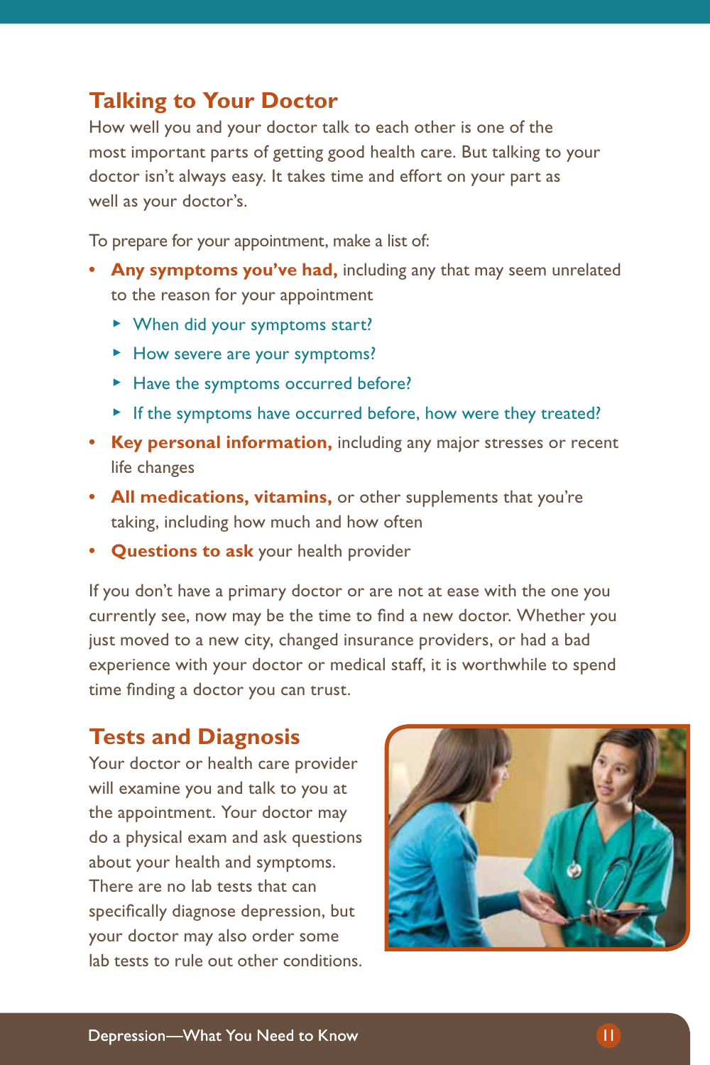## Talking to Your Doctor

How well you and your doctor talk to each other is one of the most important parts of getting good health care. But talking to your doctor isn't always easy. It takes time and effort on your part as well as your doctor's.

To prepare for your appointment, make a list of:

- **Any symptoms you've had,** including any that may seem unrelated to the reason for your appointment
  - When did your symptoms start?
  - How severe are your symptoms?
  - Have the symptoms occurred before?
  - If the symptoms have occurred before, how were they treated?
- **Key personal information,** including any major stresses or recent life changes
- **All medications, vitamins,** or other supplements that you're taking, including how much and how often
- **Questions to ask** your health provider

If you don't have a primary doctor or are not at ease with the one you currently see, now may be the time to find a new doctor. Whether you just moved to a new city, changed insurance providers, or had a bad experience with your doctor or medical staff, it is worthwhile to spend time finding a doctor you can trust.

## Tests and Diagnosis

Your doctor or health care provider will examine you and talk to you at the appointment. Your doctor may do a physical exam and ask questions about your health and symptoms. There are no lab tests that can specifically diagnose depression, but your doctor may also order some lab tests to rule out other conditions.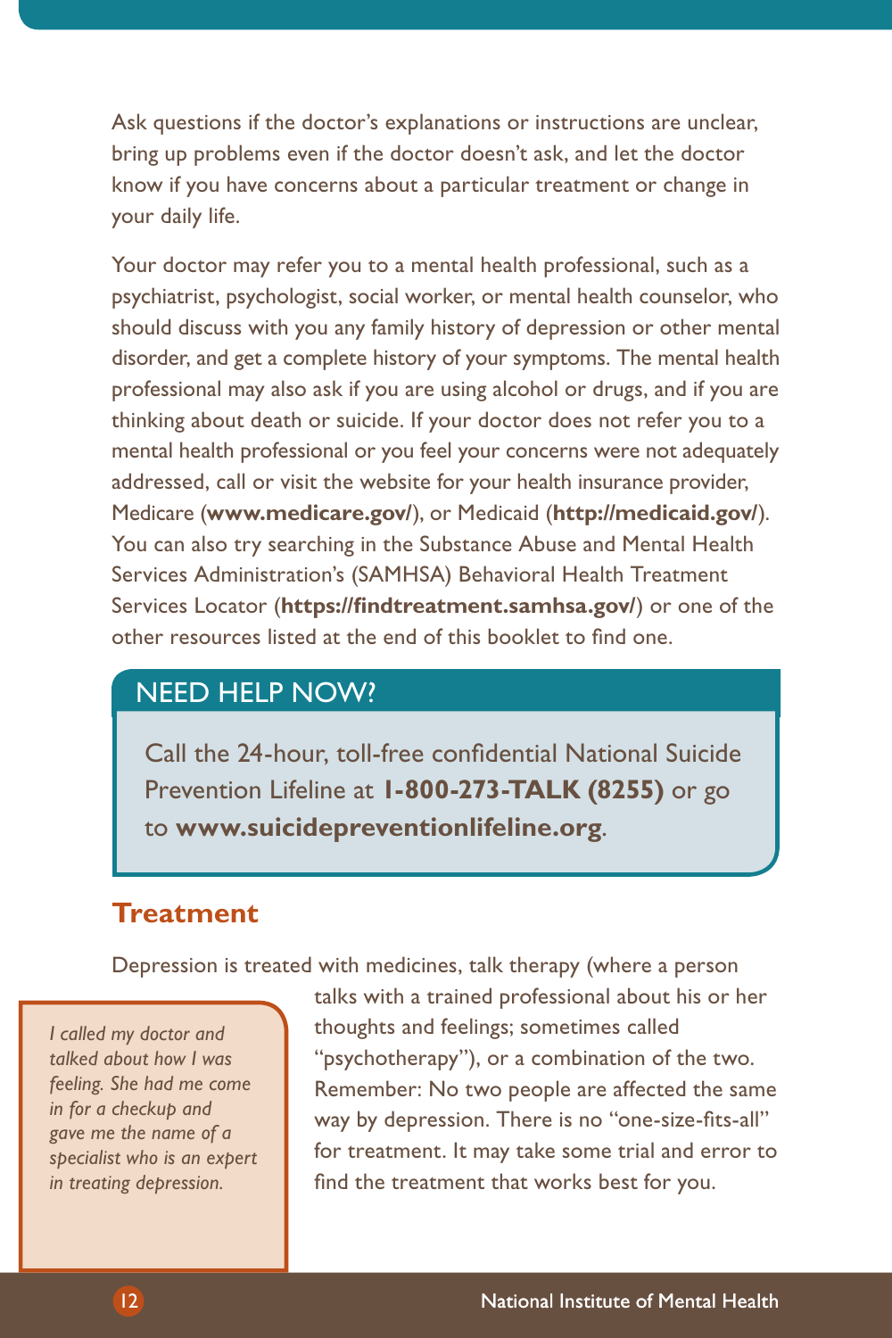Ask questions if the doctor's explanations or instructions are unclear, bring up problems even if the doctor doesn't ask, and let the doctor know if you have concerns about a particular treatment or change in your daily life.

Your doctor may refer you to a mental health professional, such as a psychiatrist, psychologist, social worker, or mental health counselor, who should discuss with you any family history of depression or other mental disorder, and get a complete history of your symptoms. The mental health professional may also ask if you are using alcohol or drugs, and if you are thinking about death or suicide. If your doctor does not refer you to a mental health professional or you feel your concerns were not adequately addressed, call or visit the website for your health insurance provider, Medicare (**www.medicare.gov/**), or Medicaid (**http://medicaid.gov/**). You can also try searching in the Substance Abuse and Mental Health Services Administration's (SAMHSA) Behavioral Health Treatment Services Locator (**https://findtreatment.samhsa.gov/**) or one of the other resources listed at the end of this booklet to find one.

> **NEED HELP NOW?**
>
> Call the 24-hour, toll-free confidential National Suicide Prevention Lifeline at **1-800-273-TALK (8255)** or go to **www.suicidepreventionlifeline.org**.

## Treatment

Depression is treated with medicines, talk therapy (where a person talks with a trained professional about his or her thoughts and feelings; sometimes called "psychotherapy"), or a combination of the two. Remember: No two people are affected the same way by depression. There is no "one-size-fits-all" for treatment. It may take some trial and error to find the treatment that works best for you.

> *I called my doctor and talked about how I was feeling. She had me come in for a checkup and gave me the name of a specialist who is an expert in treating depression.*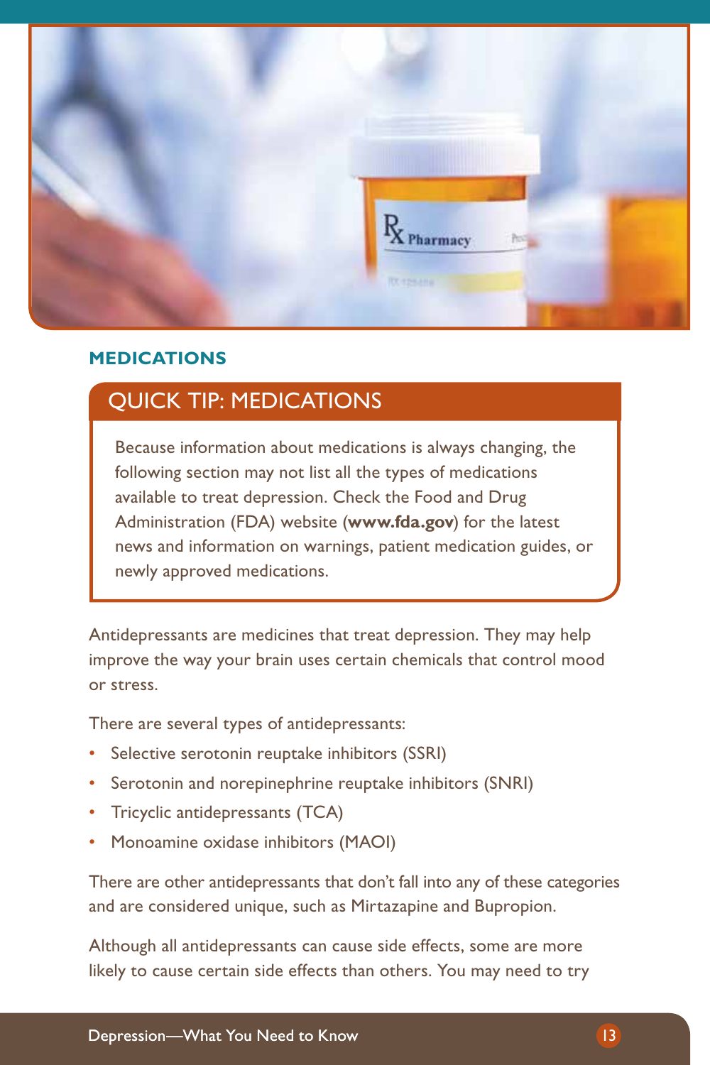## MEDICATIONS

### QUICK TIP: MEDICATIONS

Because information about medications is always changing, the following section may not list all the types of medications available to treat depression. Check the Food and Drug Administration (FDA) website (**www.fda.gov**) for the latest news and information on warnings, patient medication guides, or newly approved medications.

Antidepressants are medicines that treat depression. They may help improve the way your brain uses certain chemicals that control mood or stress.

There are several types of antidepressants:

- Selective serotonin reuptake inhibitors (SSRI)
- Serotonin and norepinephrine reuptake inhibitors (SNRI)
- Tricyclic antidepressants (TCA)
- Monoamine oxidase inhibitors (MAOI)

There are other antidepressants that don't fall into any of these categories and are considered unique, such as Mirtazapine and Bupropion.

Although all antidepressants can cause side effects, some are more likely to cause certain side effects than others. You may need to try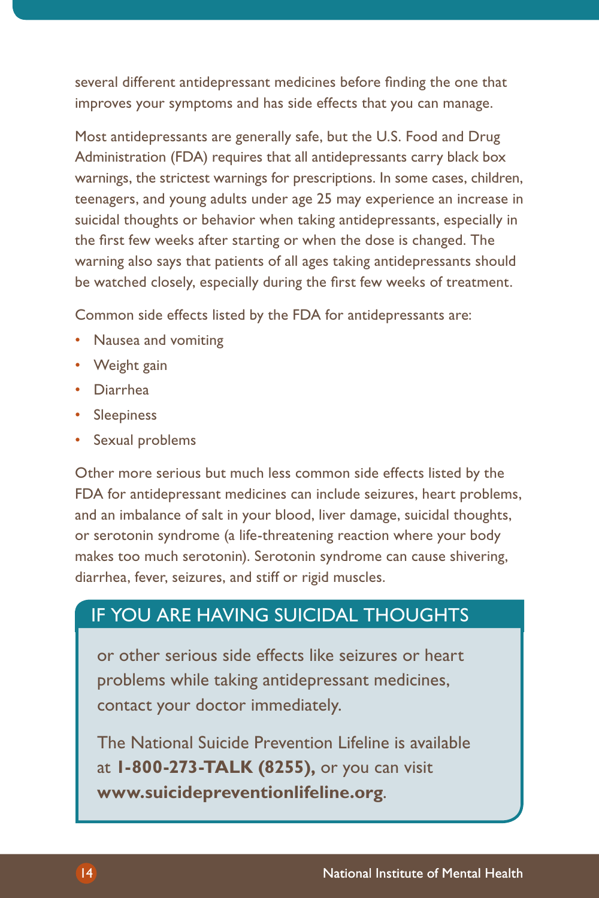several different antidepressant medicines before finding the one that improves your symptoms and has side effects that you can manage.

Most antidepressants are generally safe, but the U.S. Food and Drug Administration (FDA) requires that all antidepressants carry black box warnings, the strictest warnings for prescriptions. In some cases, children, teenagers, and young adults under age 25 may experience an increase in suicidal thoughts or behavior when taking antidepressants, especially in the first few weeks after starting or when the dose is changed. The warning also says that patients of all ages taking antidepressants should be watched closely, especially during the first few weeks of treatment.

Common side effects listed by the FDA for antidepressants are:

- Nausea and vomiting
- Weight gain
- Diarrhea
- Sleepiness
- Sexual problems

Other more serious but much less common side effects listed by the FDA for antidepressant medicines can include seizures, heart problems, and an imbalance of salt in your blood, liver damage, suicidal thoughts, or serotonin syndrome (a life-threatening reaction where your body makes too much serotonin). Serotonin syndrome can cause shivering, diarrhea, fever, seizures, and stiff or rigid muscles.

## IF YOU ARE HAVING SUICIDAL THOUGHTS

or other serious side effects like seizures or heart problems while taking antidepressant medicines, contact your doctor immediately.

The National Suicide Prevention Lifeline is available at **1-800-273-TALK (8255),** or you can visit **www.suicidepreventionlifeline.org**.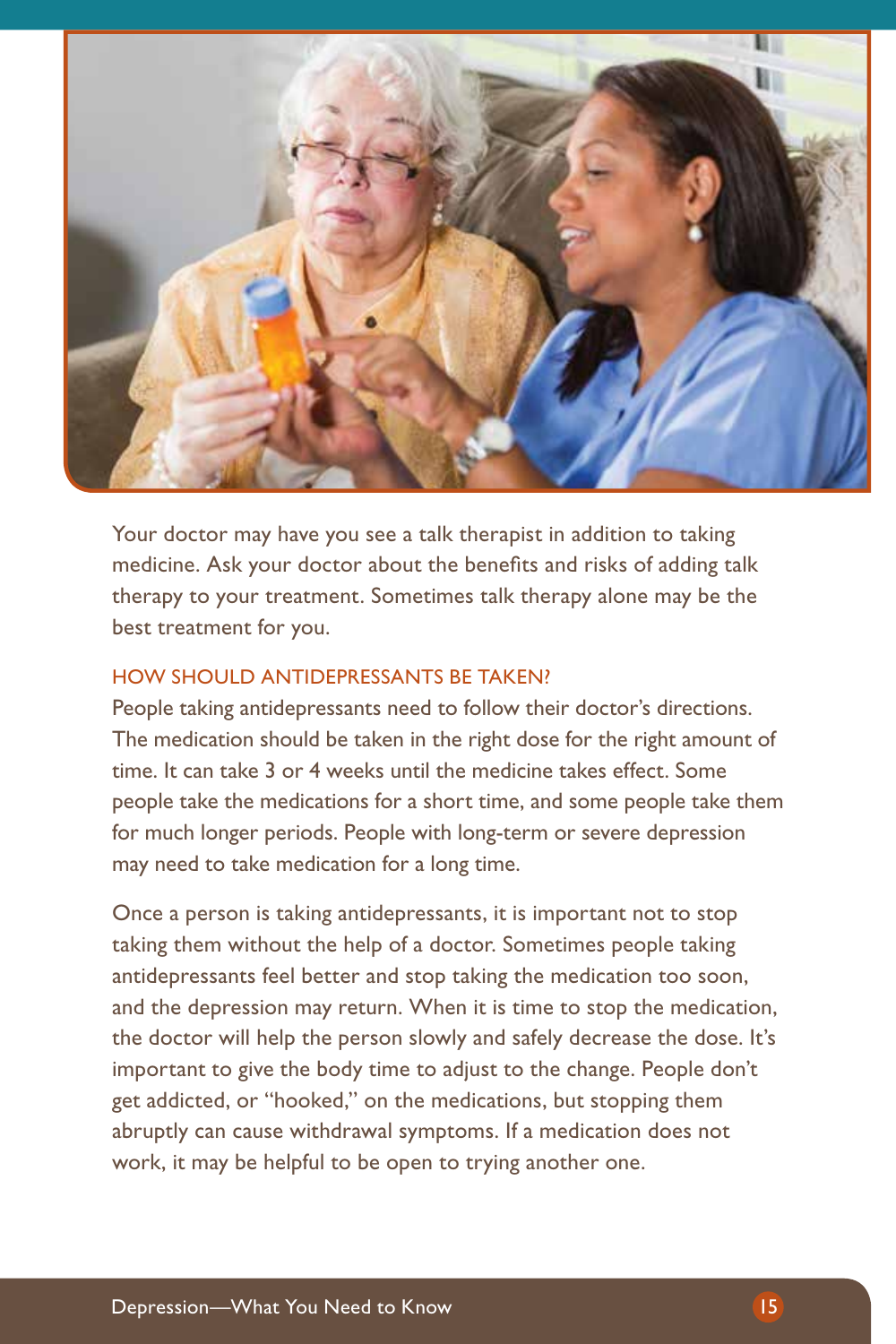Your doctor may have you see a talk therapist in addition to taking medicine. Ask your doctor about the benefits and risks of adding talk therapy to your treatment. Sometimes talk therapy alone may be the best treatment for you.

## HOW SHOULD ANTIDEPRESSANTS BE TAKEN?

People taking antidepressants need to follow their doctor's directions. The medication should be taken in the right dose for the right amount of time. It can take 3 or 4 weeks until the medicine takes effect. Some people take the medications for a short time, and some people take them for much longer periods. People with long-term or severe depression may need to take medication for a long time.

Once a person is taking antidepressants, it is important not to stop taking them without the help of a doctor. Sometimes people taking antidepressants feel better and stop taking the medication too soon, and the depression may return. When it is time to stop the medication, the doctor will help the person slowly and safely decrease the dose. It's important to give the body time to adjust to the change. People don't get addicted, or "hooked," on the medications, but stopping them abruptly can cause withdrawal symptoms. If a medication does not work, it may be helpful to be open to trying another one.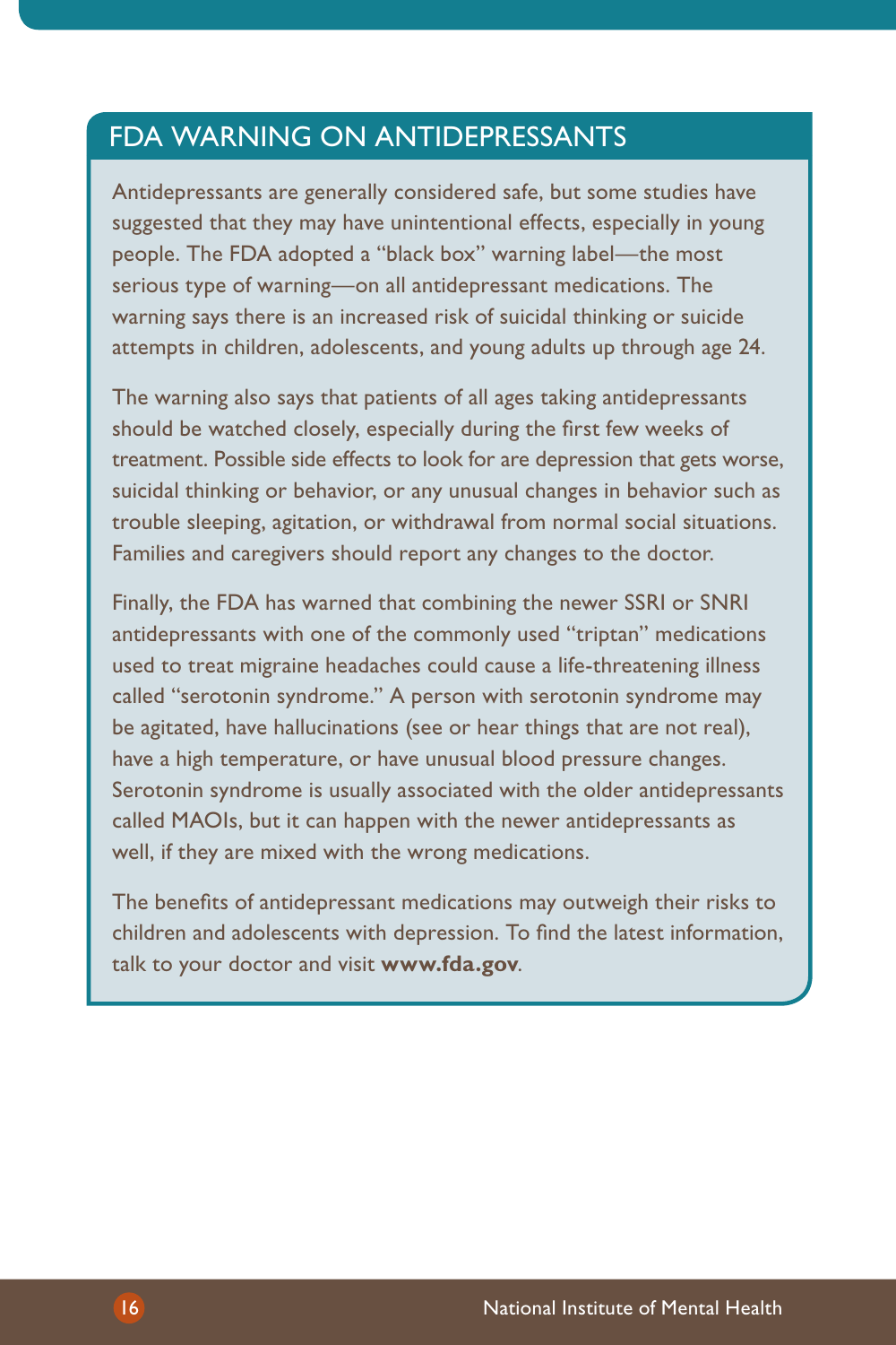## FDA WARNING ON ANTIDEPRESSANTS

Antidepressants are generally considered safe, but some studies have suggested that they may have unintentional effects, especially in young people. The FDA adopted a "black box" warning label—the most serious type of warning—on all antidepressant medications. The warning says there is an increased risk of suicidal thinking or suicide attempts in children, adolescents, and young adults up through age 24.

The warning also says that patients of all ages taking antidepressants should be watched closely, especially during the first few weeks of treatment. Possible side effects to look for are depression that gets worse, suicidal thinking or behavior, or any unusual changes in behavior such as trouble sleeping, agitation, or withdrawal from normal social situations. Families and caregivers should report any changes to the doctor.

Finally, the FDA has warned that combining the newer SSRI or SNRI antidepressants with one of the commonly used "triptan" medications used to treat migraine headaches could cause a life-threatening illness called "serotonin syndrome." A person with serotonin syndrome may be agitated, have hallucinations (see or hear things that are not real), have a high temperature, or have unusual blood pressure changes. Serotonin syndrome is usually associated with the older antidepressants called MAOIs, but it can happen with the newer antidepressants as well, if they are mixed with the wrong medications.

The benefits of antidepressant medications may outweigh their risks to children and adolescents with depression. To find the latest information, talk to your doctor and visit **www.fda.gov**.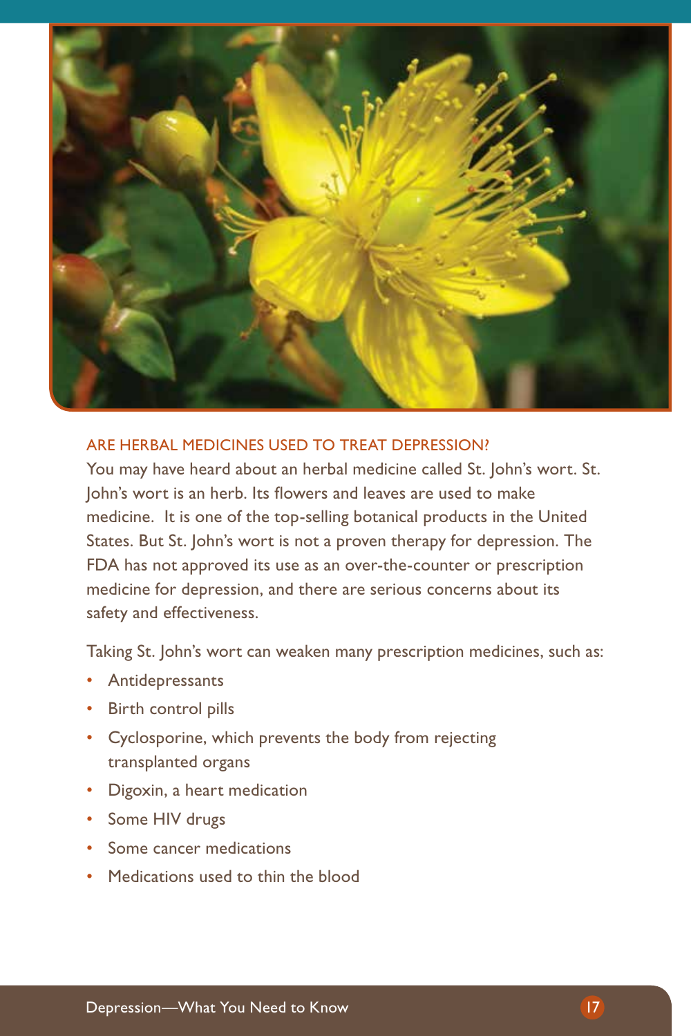## ARE HERBAL MEDICINES USED TO TREAT DEPRESSION?

You may have heard about an herbal medicine called St. John's wort. St. John's wort is an herb. Its flowers and leaves are used to make medicine. It is one of the top-selling botanical products in the United States. But St. John's wort is not a proven therapy for depression. The FDA has not approved its use as an over-the-counter or prescription medicine for depression, and there are serious concerns about its safety and effectiveness.

Taking St. John's wort can weaken many prescription medicines, such as:

- Antidepressants
- Birth control pills
- Cyclosporine, which prevents the body from rejecting transplanted organs
- Digoxin, a heart medication
- Some HIV drugs
- Some cancer medications
- Medications used to thin the blood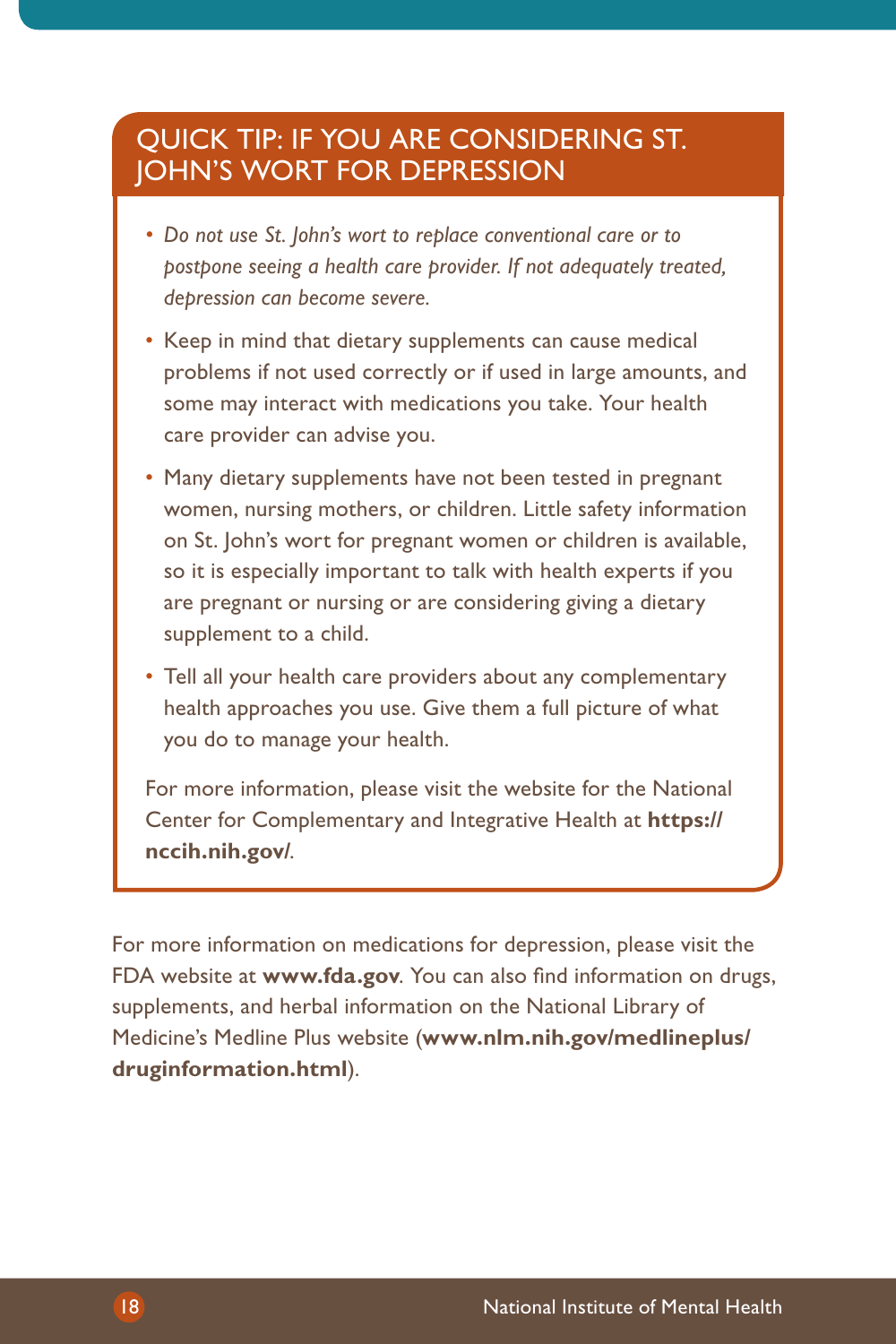## QUICK TIP: IF YOU ARE CONSIDERING ST. JOHN'S WORT FOR DEPRESSION

- *Do not use St. John's wort to replace conventional care or to postpone seeing a health care provider. If not adequately treated, depression can become severe.*
- Keep in mind that dietary supplements can cause medical problems if not used correctly or if used in large amounts, and some may interact with medications you take. Your health care provider can advise you.
- Many dietary supplements have not been tested in pregnant women, nursing mothers, or children. Little safety information on St. John's wort for pregnant women or children is available, so it is especially important to talk with health experts if you are pregnant or nursing or are considering giving a dietary supplement to a child.
- Tell all your health care providers about any complementary health approaches you use. Give them a full picture of what you do to manage your health.

For more information, please visit the website for the National Center for Complementary and Integrative Health at **https://nccih.nih.gov/**.

For more information on medications for depression, please visit the FDA website at **www.fda.gov**. You can also find information on drugs, supplements, and herbal information on the National Library of Medicine's Medline Plus website (**www.nlm.nih.gov/medlineplus/druginformation.html**).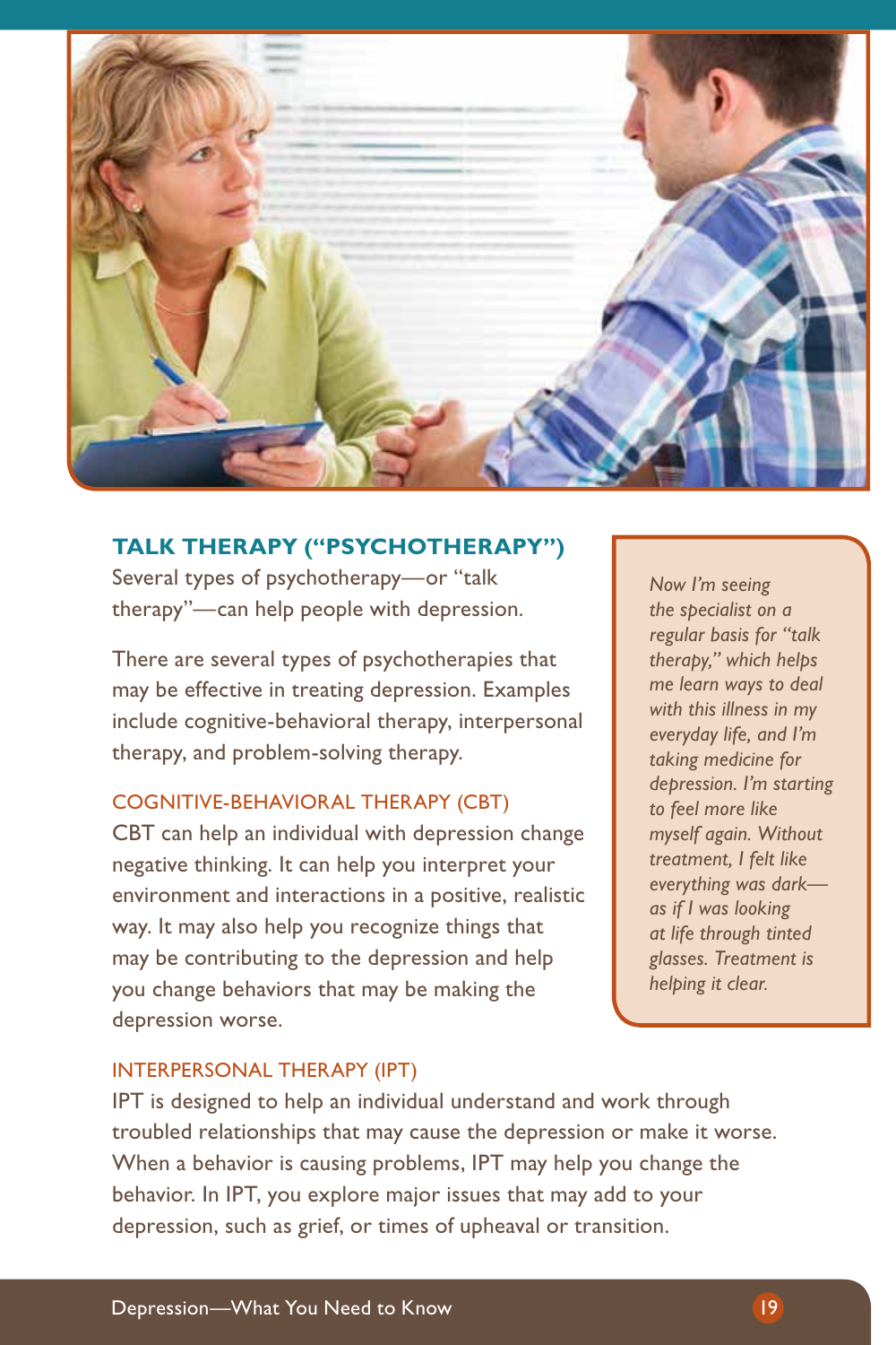## TALK THERAPY ("PSYCHOTHERAPY")

Several types of psychotherapy—or "talk therapy"—can help people with depression.

There are several types of psychotherapies that may be effective in treating depression. Examples include cognitive-behavioral therapy, interpersonal therapy, and problem-solving therapy.

### COGNITIVE-BEHAVIORAL THERAPY (CBT)

CBT can help an individual with depression change negative thinking. It can help you interpret your environment and interactions in a positive, realistic way. It may also help you recognize things that may be contributing to the depression and help you change behaviors that may be making the depression worse.

*Now I'm seeing the specialist on a regular basis for "talk therapy," which helps me learn ways to deal with this illness in my everyday life, and I'm taking medicine for depression. I'm starting to feel more like myself again. Without treatment, I felt like everything was dark—as if I was looking at life through tinted glasses. Treatment is helping it clear.*

### INTERPERSONAL THERAPY (IPT)

IPT is designed to help an individual understand and work through troubled relationships that may cause the depression or make it worse. When a behavior is causing problems, IPT may help you change the behavior. In IPT, you explore major issues that may add to your depression, such as grief, or times of upheaval or transition.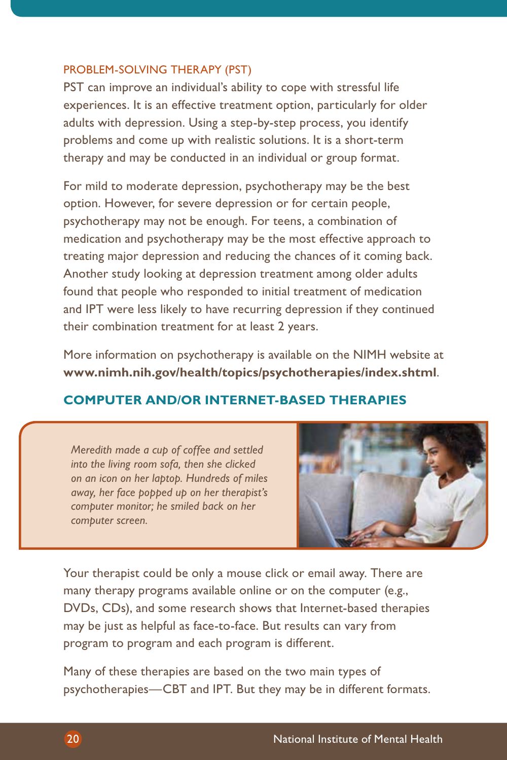### PROBLEM-SOLVING THERAPY (PST)

PST can improve an individual's ability to cope with stressful life experiences. It is an effective treatment option, particularly for older adults with depression. Using a step-by-step process, you identify problems and come up with realistic solutions. It is a short-term therapy and may be conducted in an individual or group format.

For mild to moderate depression, psychotherapy may be the best option. However, for severe depression or for certain people, psychotherapy may not be enough. For teens, a combination of medication and psychotherapy may be the most effective approach to treating major depression and reducing the chances of it coming back. Another study looking at depression treatment among older adults found that people who responded to initial treatment of medication and IPT were less likely to have recurring depression if they continued their combination treatment for at least 2 years.

More information on psychotherapy is available on the NIMH website at **www.nimh.nih.gov/health/topics/psychotherapies/index.shtml**.

## COMPUTER AND/OR INTERNET-BASED THERAPIES

*Meredith made a cup of coffee and settled into the living room sofa, then she clicked on an icon on her laptop. Hundreds of miles away, her face popped up on her therapist's computer monitor; he smiled back on her computer screen.*

Your therapist could be only a mouse click or email away. There are many therapy programs available online or on the computer (e.g., DVDs, CDs), and some research shows that Internet-based therapies may be just as helpful as face-to-face. But results can vary from program to program and each program is different.

Many of these therapies are based on the two main types of psychotherapies—CBT and IPT. But they may be in different formats.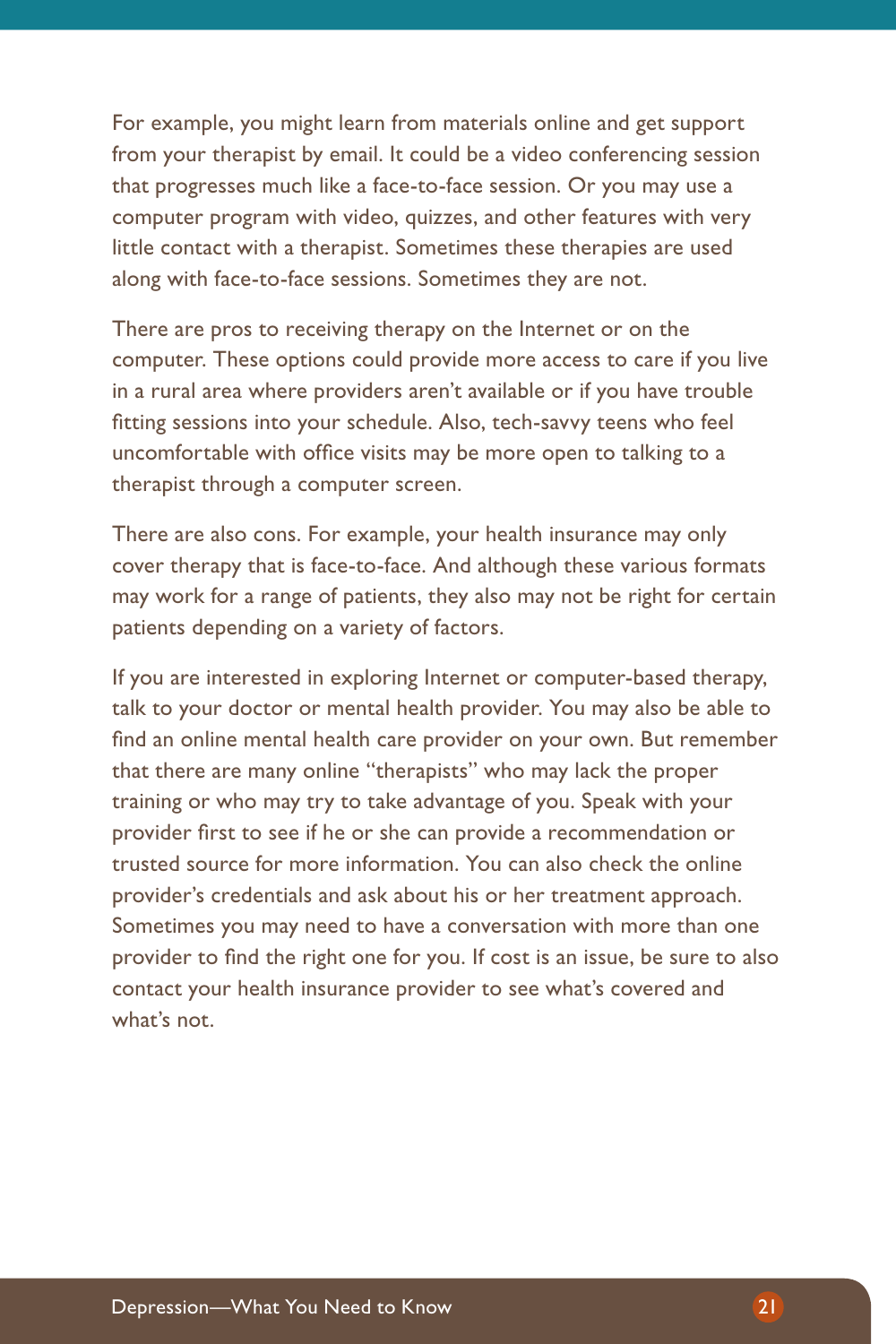For example, you might learn from materials online and get support from your therapist by email. It could be a video conferencing session that progresses much like a face-to-face session. Or you may use a computer program with video, quizzes, and other features with very little contact with a therapist. Sometimes these therapies are used along with face-to-face sessions. Sometimes they are not.

There are pros to receiving therapy on the Internet or on the computer. These options could provide more access to care if you live in a rural area where providers aren't available or if you have trouble fitting sessions into your schedule. Also, tech-savvy teens who feel uncomfortable with office visits may be more open to talking to a therapist through a computer screen.

There are also cons. For example, your health insurance may only cover therapy that is face-to-face. And although these various formats may work for a range of patients, they also may not be right for certain patients depending on a variety of factors.

If you are interested in exploring Internet or computer-based therapy, talk to your doctor or mental health provider. You may also be able to find an online mental health care provider on your own. But remember that there are many online "therapists" who may lack the proper training or who may try to take advantage of you. Speak with your provider first to see if he or she can provide a recommendation or trusted source for more information. You can also check the online provider's credentials and ask about his or her treatment approach. Sometimes you may need to have a conversation with more than one provider to find the right one for you. If cost is an issue, be sure to also contact your health insurance provider to see what's covered and what's not.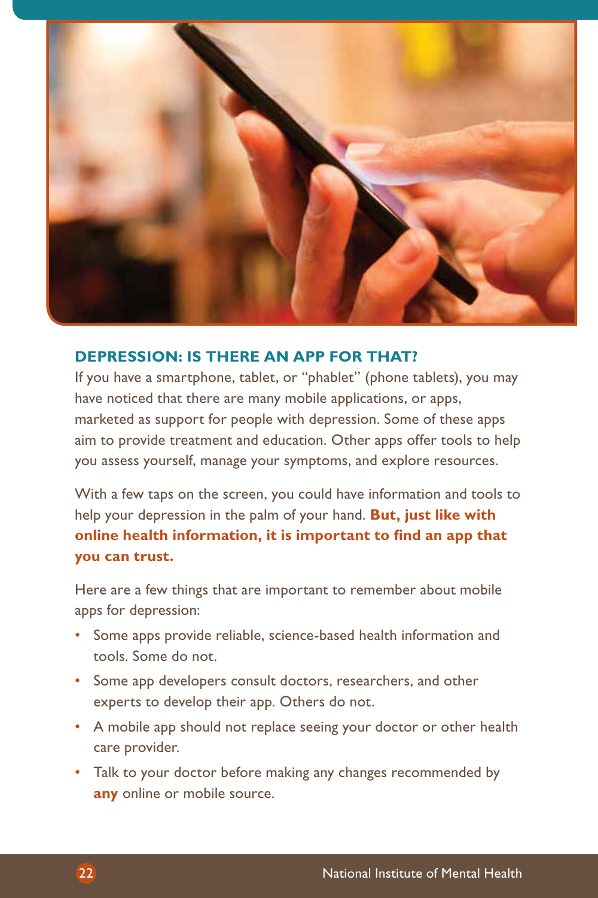## DEPRESSION: IS THERE AN APP FOR THAT?

If you have a smartphone, tablet, or "phablet" (phone tablets), you may have noticed that there are many mobile applications, or apps, marketed as support for people with depression. Some of these apps aim to provide treatment and education. Other apps offer tools to help you assess yourself, manage your symptoms, and explore resources.

With a few taps on the screen, you could have information and tools to help your depression in the palm of your hand. **But, just like with online health information, it is important to find an app that you can trust.**

Here are a few things that are important to remember about mobile apps for depression:

- Some apps provide reliable, science-based health information and tools. Some do not.
- Some app developers consult doctors, researchers, and other experts to develop their app. Others do not.
- A mobile app should not replace seeing your doctor or other health care provider.
- Talk to your doctor before making any changes recommended by **any** online or mobile source.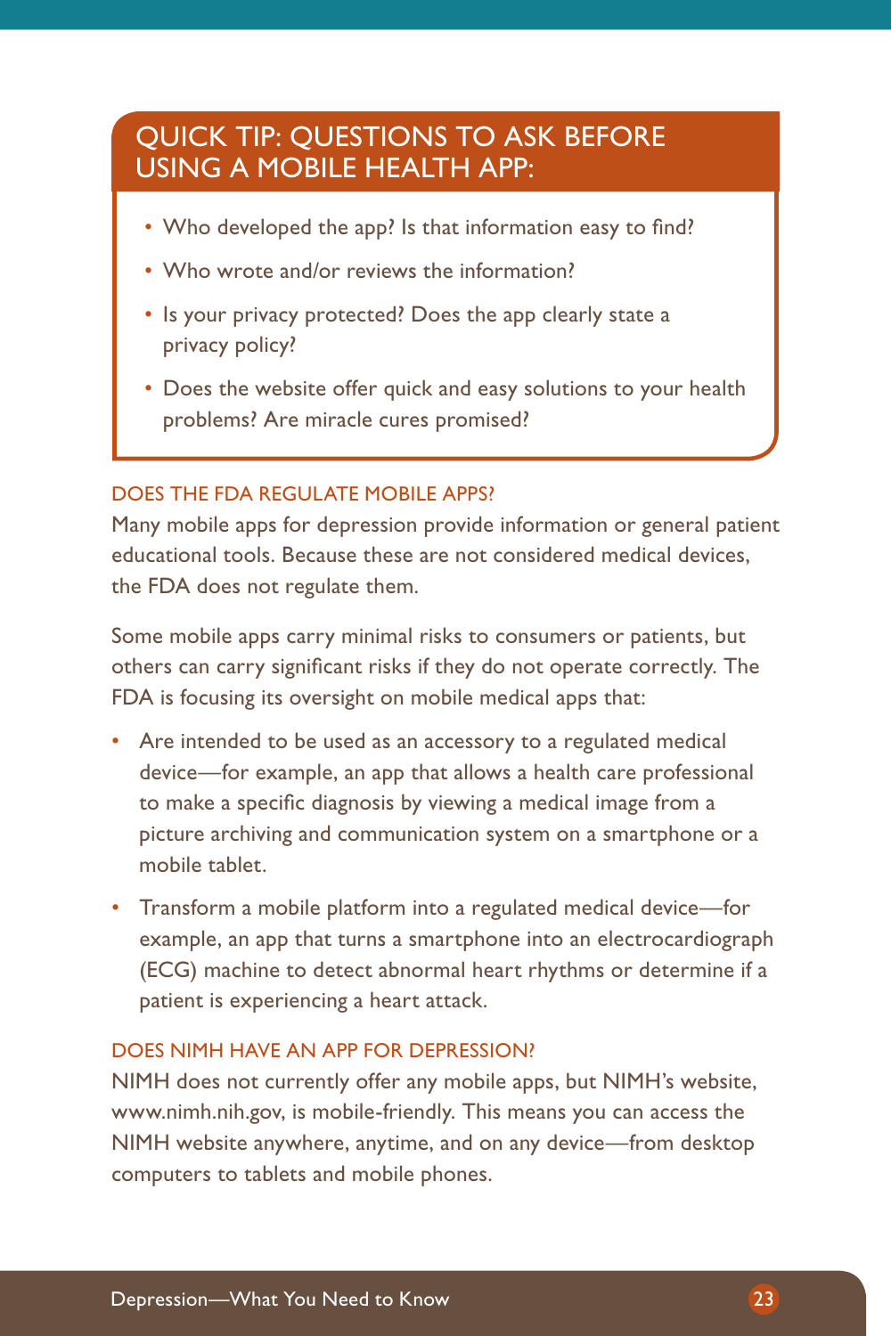## QUICK TIP: QUESTIONS TO ASK BEFORE USING A MOBILE HEALTH APP:

- Who developed the app? Is that information easy to find?
- Who wrote and/or reviews the information?
- Is your privacy protected? Does the app clearly state a privacy policy?
- Does the website offer quick and easy solutions to your health problems? Are miracle cures promised?

### DOES THE FDA REGULATE MOBILE APPS?

Many mobile apps for depression provide information or general patient educational tools. Because these are not considered medical devices, the FDA does not regulate them.

Some mobile apps carry minimal risks to consumers or patients, but others can carry significant risks if they do not operate correctly. The FDA is focusing its oversight on mobile medical apps that:

- Are intended to be used as an accessory to a regulated medical device—for example, an app that allows a health care professional to make a specific diagnosis by viewing a medical image from a picture archiving and communication system on a smartphone or a mobile tablet.
- Transform a mobile platform into a regulated medical device—for example, an app that turns a smartphone into an electrocardiograph (ECG) machine to detect abnormal heart rhythms or determine if a patient is experiencing a heart attack.

### DOES NIMH HAVE AN APP FOR DEPRESSION?

NIMH does not currently offer any mobile apps, but NIMH's website, www.nimh.nih.gov, is mobile-friendly. This means you can access the NIMH website anywhere, anytime, and on any device—from desktop computers to tablets and mobile phones.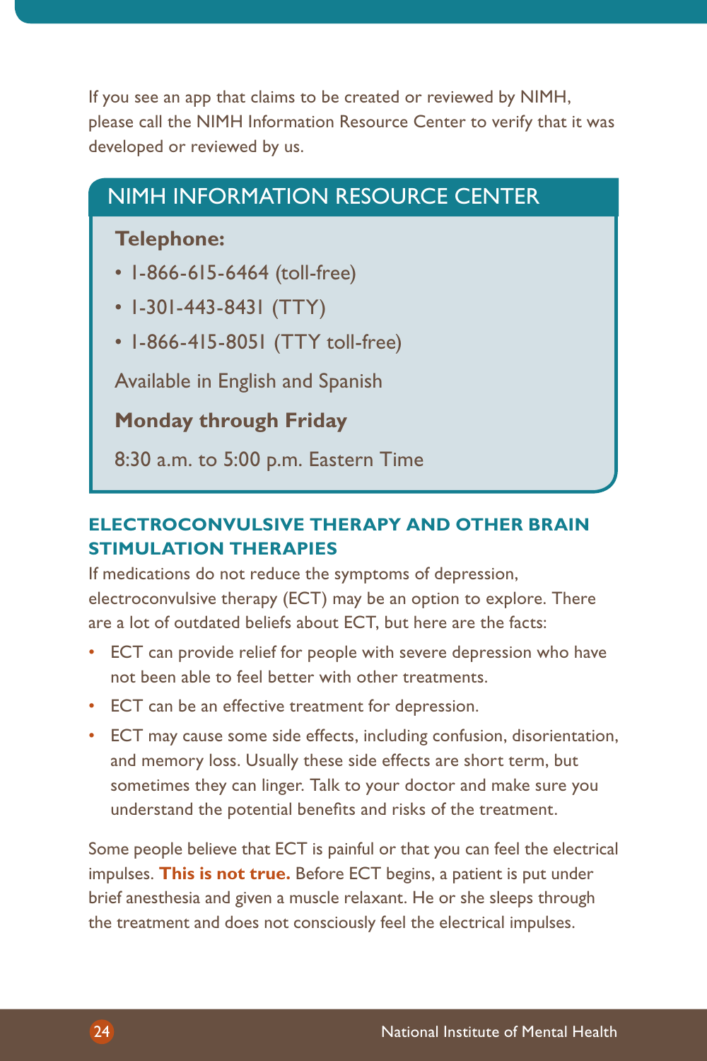If you see an app that claims to be created or reviewed by NIMH, please call the NIMH Information Resource Center to verify that it was developed or reviewed by us.

## NIMH INFORMATION RESOURCE CENTER

**Telephone:**

- 1-866-615-6464 (toll-free)
- 1-301-443-8431 (TTY)
- 1-866-415-8051 (TTY toll-free)

Available in English and Spanish

**Monday through Friday**

8:30 a.m. to 5:00 p.m. Eastern Time

### ELECTROCONVULSIVE THERAPY AND OTHER BRAIN STIMULATION THERAPIES

If medications do not reduce the symptoms of depression, electroconvulsive therapy (ECT) may be an option to explore. There are a lot of outdated beliefs about ECT, but here are the facts:

- ECT can provide relief for people with severe depression who have not been able to feel better with other treatments.
- ECT can be an effective treatment for depression.
- ECT may cause some side effects, including confusion, disorientation, and memory loss. Usually these side effects are short term, but sometimes they can linger. Talk to your doctor and make sure you understand the potential benefits and risks of the treatment.

Some people believe that ECT is painful or that you can feel the electrical impulses. **This is not true.** Before ECT begins, a patient is put under brief anesthesia and given a muscle relaxant. He or she sleeps through the treatment and does not consciously feel the electrical impulses.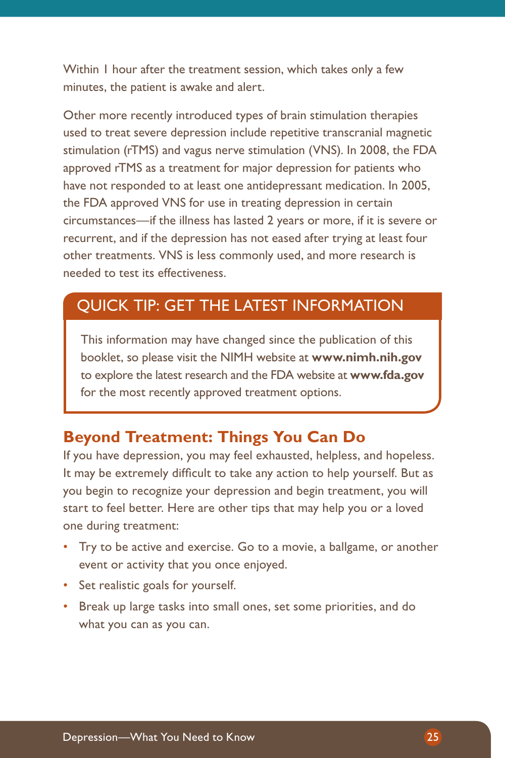Within 1 hour after the treatment session, which takes only a few minutes, the patient is awake and alert.

Other more recently introduced types of brain stimulation therapies used to treat severe depression include repetitive transcranial magnetic stimulation (rTMS) and vagus nerve stimulation (VNS). In 2008, the FDA approved rTMS as a treatment for major depression for patients who have not responded to at least one antidepressant medication. In 2005, the FDA approved VNS for use in treating depression in certain circumstances—if the illness has lasted 2 years or more, if it is severe or recurrent, and if the depression has not eased after trying at least four other treatments. VNS is less commonly used, and more research is needed to test its effectiveness.

### QUICK TIP: GET THE LATEST INFORMATION

This information may have changed since the publication of this booklet, so please visit the NIMH website at **www.nimh.nih.gov** to explore the latest research and the FDA website at **www.fda.gov** for the most recently approved treatment options.

## Beyond Treatment: Things You Can Do

If you have depression, you may feel exhausted, helpless, and hopeless. It may be extremely difficult to take any action to help yourself. But as you begin to recognize your depression and begin treatment, you will start to feel better. Here are other tips that may help you or a loved one during treatment:

- Try to be active and exercise. Go to a movie, a ballgame, or another event or activity that you once enjoyed.
- Set realistic goals for yourself.
- Break up large tasks into small ones, set some priorities, and do what you can as you can.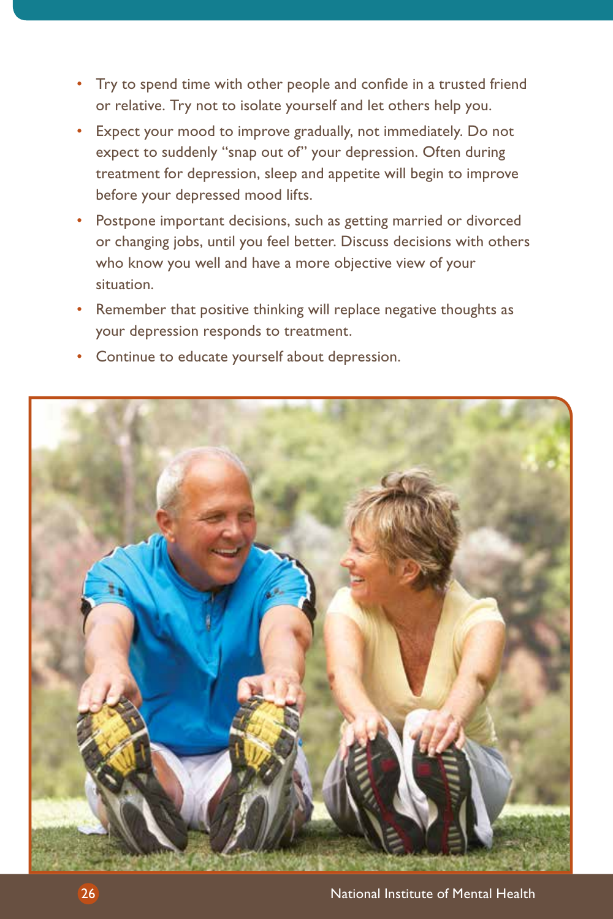- Try to spend time with other people and confide in a trusted friend or relative. Try not to isolate yourself and let others help you.
- Expect your mood to improve gradually, not immediately. Do not expect to suddenly "snap out of" your depression. Often during treatment for depression, sleep and appetite will begin to improve before your depressed mood lifts.
- Postpone important decisions, such as getting married or divorced or changing jobs, until you feel better. Discuss decisions with others who know you well and have a more objective view of your situation.
- Remember that positive thinking will replace negative thoughts as your depression responds to treatment.
- Continue to educate yourself about depression.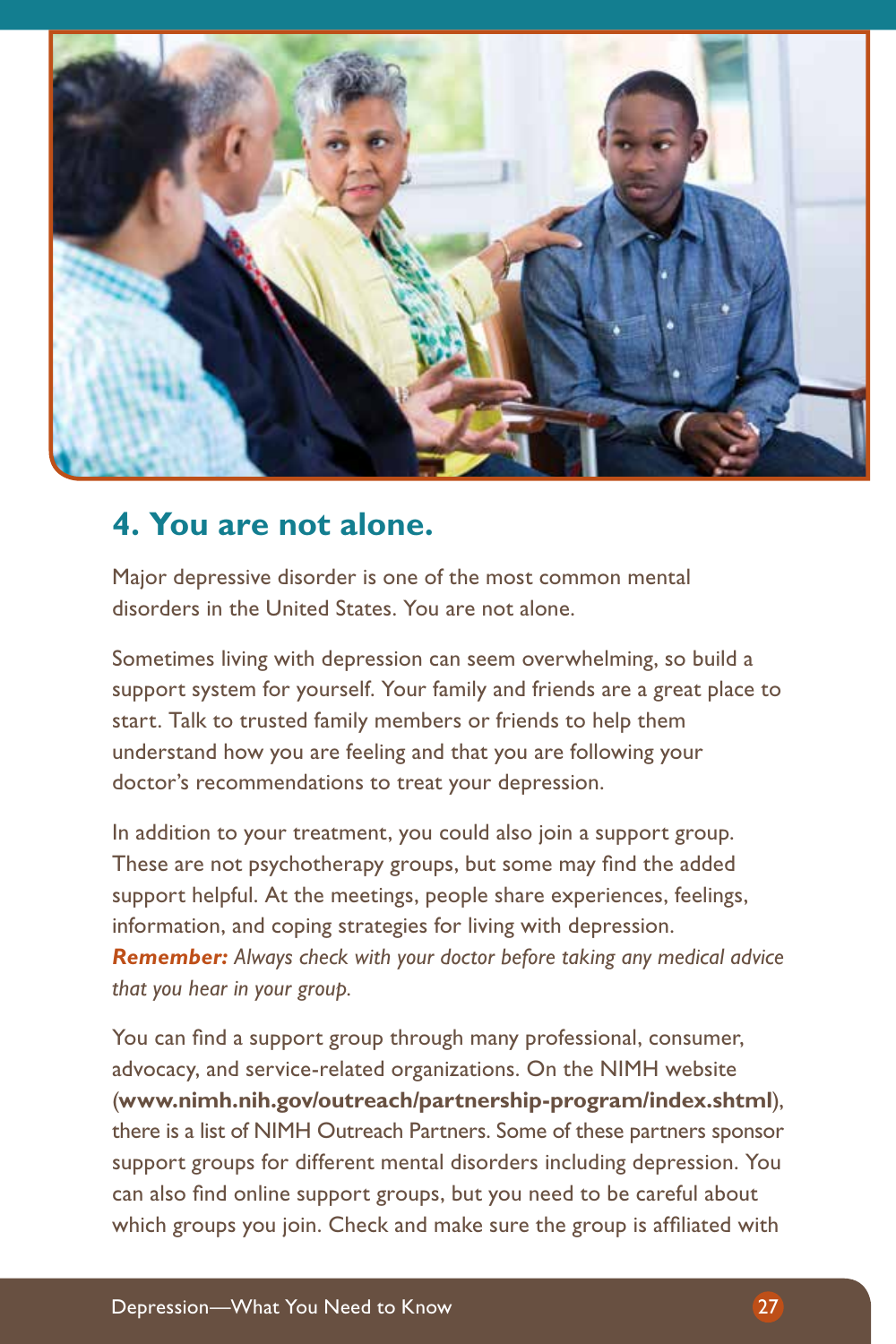## 4. You are not alone.

Major depressive disorder is one of the most common mental disorders in the United States. You are not alone.

Sometimes living with depression can seem overwhelming, so build a support system for yourself. Your family and friends are a great place to start. Talk to trusted family members or friends to help them understand how you are feeling and that you are following your doctor's recommendations to treat your depression.

In addition to your treatment, you could also join a support group. These are not psychotherapy groups, but some may find the added support helpful. At the meetings, people share experiences, feelings, information, and coping strategies for living with depression. ***Remember:*** *Always check with your doctor before taking any medical advice that you hear in your group.*

You can find a support group through many professional, consumer, advocacy, and service-related organizations. On the NIMH website (**www.nimh.nih.gov/outreach/partnership-program/index.shtml**), there is a list of NIMH Outreach Partners. Some of these partners sponsor support groups for different mental disorders including depression. You can also find online support groups, but you need to be careful about which groups you join. Check and make sure the group is affiliated with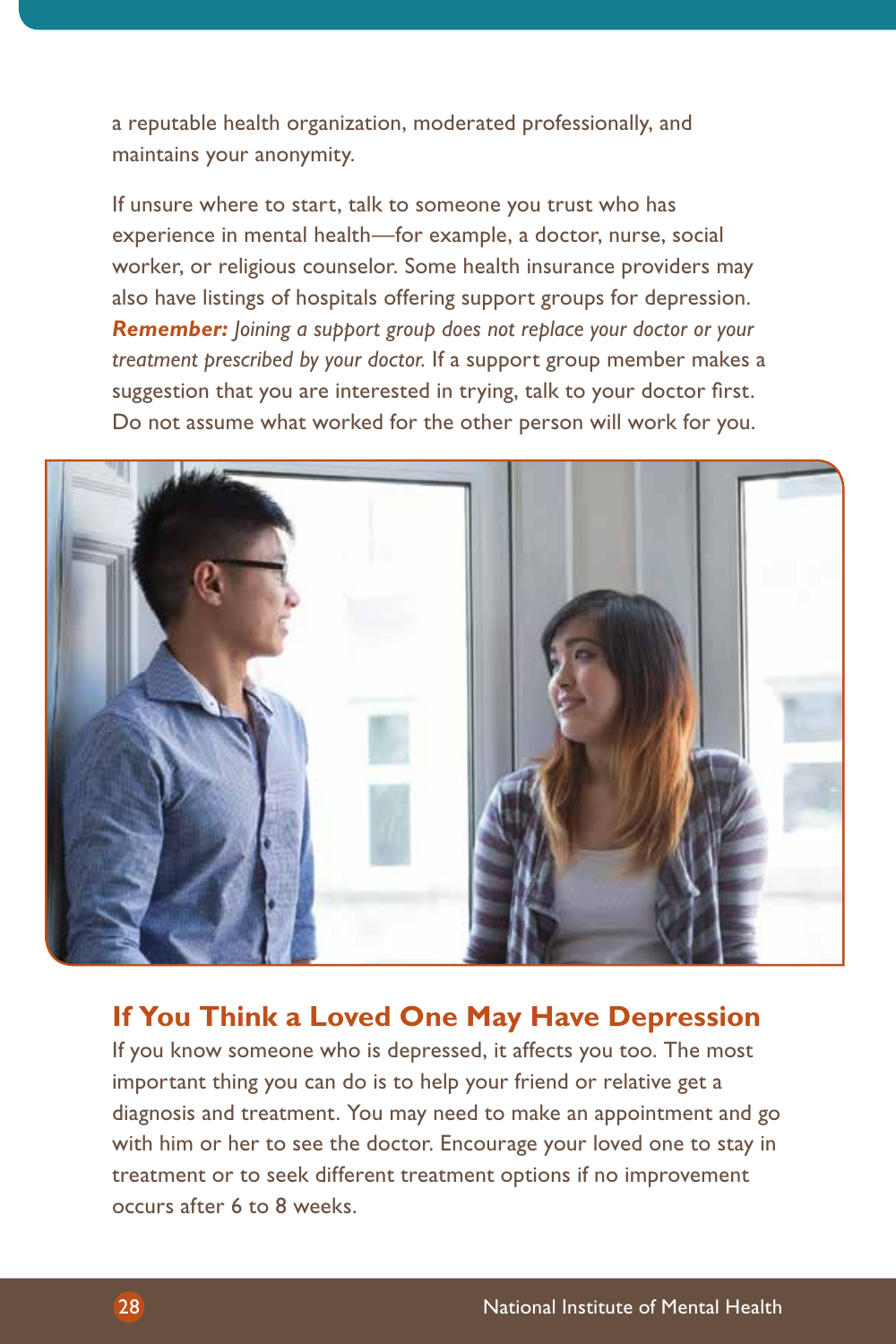a reputable health organization, moderated professionally, and maintains your anonymity.

If unsure where to start, talk to someone you trust who has experience in mental health—for example, a doctor, nurse, social worker, or religious counselor. Some health insurance providers may also have listings of hospitals offering support groups for depression. ***Remember:*** *Joining a support group does not replace your doctor or your treatment prescribed by your doctor.* If a support group member makes a suggestion that you are interested in trying, talk to your doctor first. Do not assume what worked for the other person will work for you.

## If You Think a Loved One May Have Depression

If you know someone who is depressed, it affects you too. The most important thing you can do is to help your friend or relative get a diagnosis and treatment. You may need to make an appointment and go with him or her to see the doctor. Encourage your loved one to stay in treatment or to seek different treatment options if no improvement occurs after 6 to 8 weeks.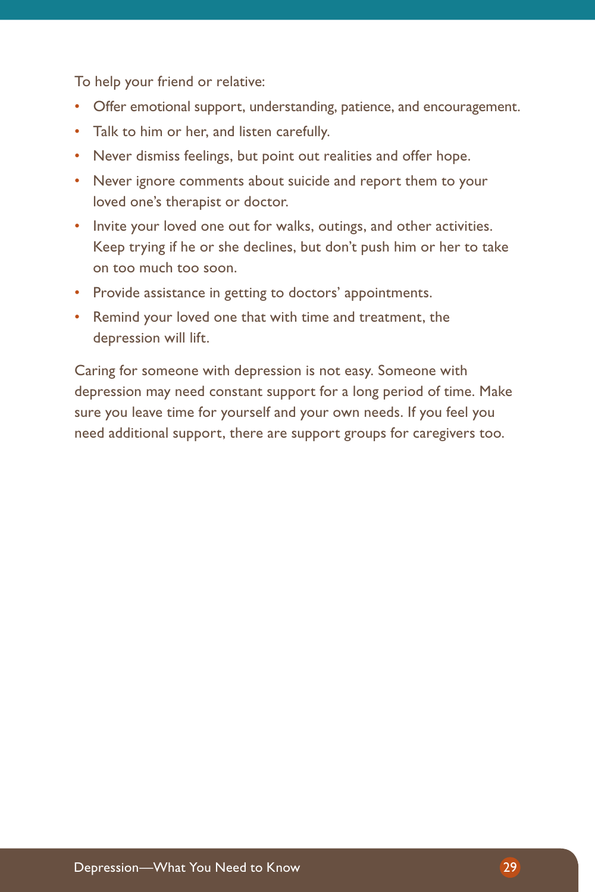To help your friend or relative:

- Offer emotional support, understanding, patience, and encouragement.
- Talk to him or her, and listen carefully.
- Never dismiss feelings, but point out realities and offer hope.
- Never ignore comments about suicide and report them to your loved one's therapist or doctor.
- Invite your loved one out for walks, outings, and other activities. Keep trying if he or she declines, but don't push him or her to take on too much too soon.
- Provide assistance in getting to doctors' appointments.
- Remind your loved one that with time and treatment, the depression will lift.

Caring for someone with depression is not easy. Someone with depression may need constant support for a long period of time. Make sure you leave time for yourself and your own needs. If you feel you need additional support, there are support groups for caregivers too.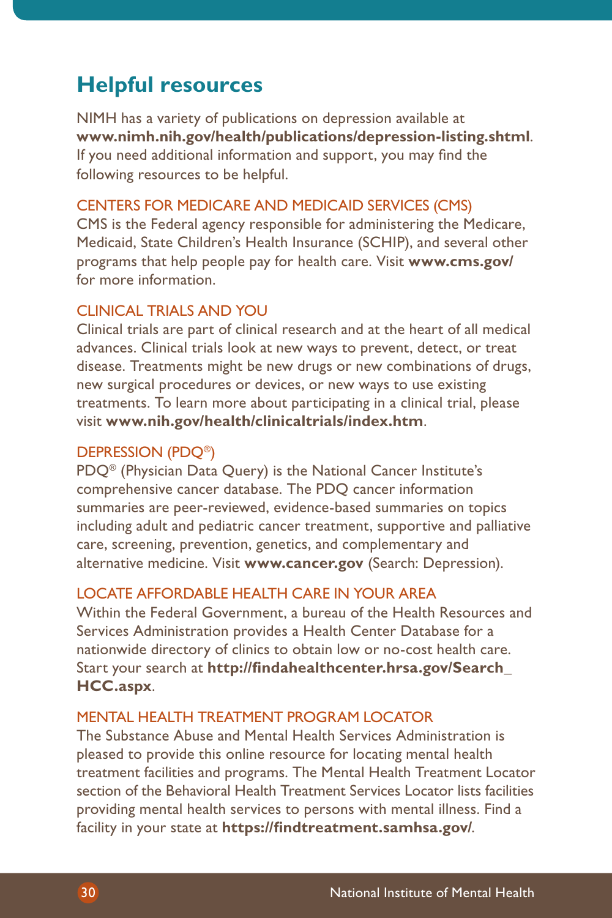## Helpful resources

NIMH has a variety of publications on depression available at **www.nimh.nih.gov/health/publications/depression-listing.shtml**. If you need additional information and support, you may find the following resources to be helpful.

### CENTERS FOR MEDICARE AND MEDICAID SERVICES (CMS)

CMS is the Federal agency responsible for administering the Medicare, Medicaid, State Children's Health Insurance (SCHIP), and several other programs that help people pay for health care. Visit **www.cms.gov/** for more information.

### CLINICAL TRIALS AND YOU

Clinical trials are part of clinical research and at the heart of all medical advances. Clinical trials look at new ways to prevent, detect, or treat disease. Treatments might be new drugs or new combinations of drugs, new surgical procedures or devices, or new ways to use existing treatments. To learn more about participating in a clinical trial, please visit **www.nih.gov/health/clinicaltrials/index.htm**.

### DEPRESSION (PDQ®)

PDQ® (Physician Data Query) is the National Cancer Institute's comprehensive cancer database. The PDQ cancer information summaries are peer-reviewed, evidence-based summaries on topics including adult and pediatric cancer treatment, supportive and palliative care, screening, prevention, genetics, and complementary and alternative medicine. Visit **www.cancer.gov** (Search: Depression).

### LOCATE AFFORDABLE HEALTH CARE IN YOUR AREA

Within the Federal Government, a bureau of the Health Resources and Services Administration provides a Health Center Database for a nationwide directory of clinics to obtain low or no-cost health care. Start your search at **http://findahealthcenter.hrsa.gov/Search_HCC.aspx**.

### MENTAL HEALTH TREATMENT PROGRAM LOCATOR

The Substance Abuse and Mental Health Services Administration is pleased to provide this online resource for locating mental health treatment facilities and programs. The Mental Health Treatment Locator section of the Behavioral Health Treatment Services Locator lists facilities providing mental health services to persons with mental illness. Find a facility in your state at **https://findtreatment.samhsa.gov/**.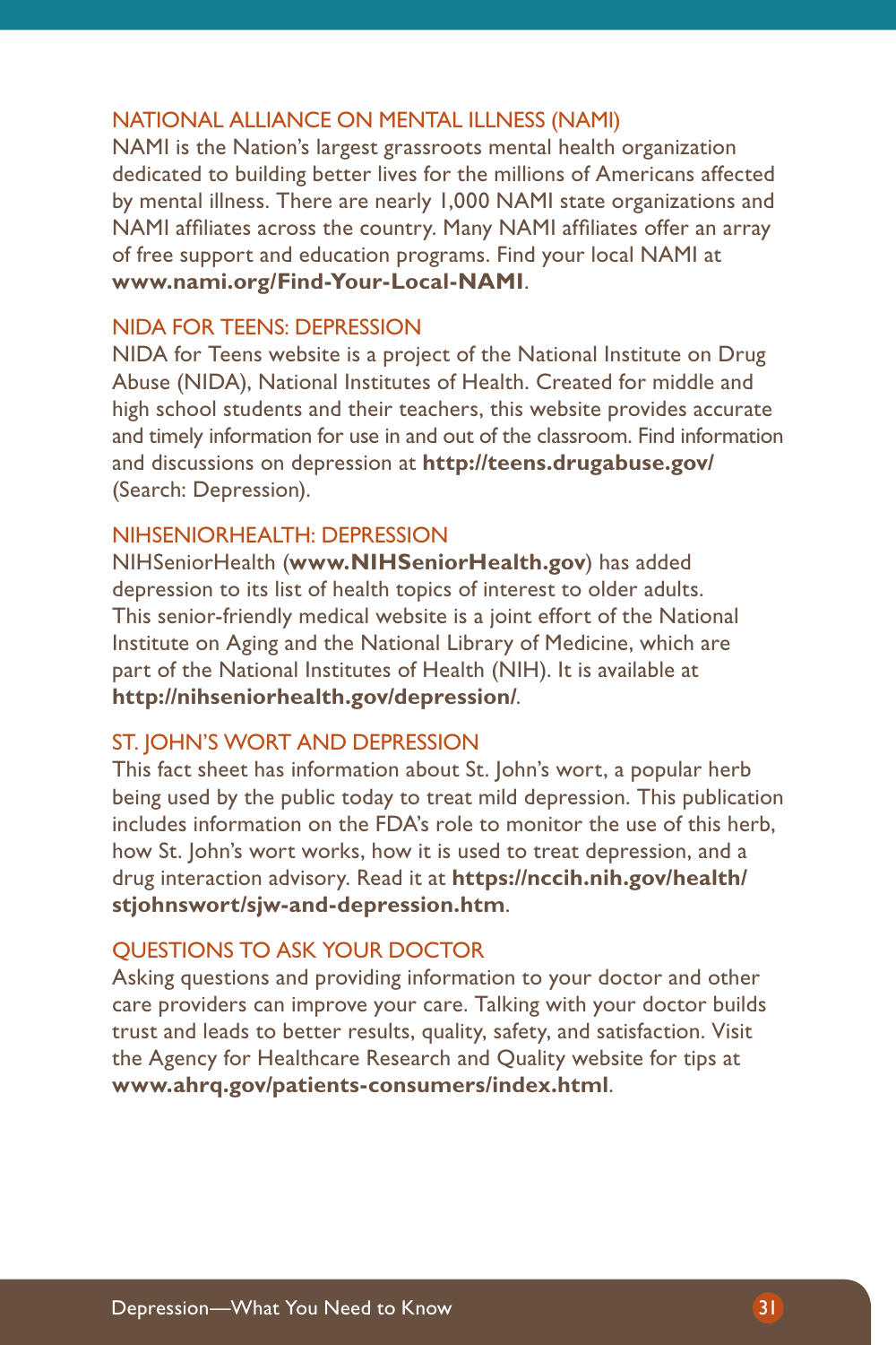### NATIONAL ALLIANCE ON MENTAL ILLNESS (NAMI)

NAMI is the Nation's largest grassroots mental health organization dedicated to building better lives for the millions of Americans affected by mental illness. There are nearly 1,000 NAMI state organizations and NAMI affiliates across the country. Many NAMI affiliates offer an array of free support and education programs. Find your local NAMI at **www.nami.org/Find-Your-Local-NAMI**.

### NIDA FOR TEENS: DEPRESSION

NIDA for Teens website is a project of the National Institute on Drug Abuse (NIDA), National Institutes of Health. Created for middle and high school students and their teachers, this website provides accurate and timely information for use in and out of the classroom. Find information and discussions on depression at **http://teens.drugabuse.gov/** (Search: Depression).

### NIHSENIORHEALTH: DEPRESSION

NIHSeniorHealth (**www.NIHSeniorHealth.gov**) has added depression to its list of health topics of interest to older adults. This senior-friendly medical website is a joint effort of the National Institute on Aging and the National Library of Medicine, which are part of the National Institutes of Health (NIH). It is available at **http://nihseniorhealth.gov/depression/**.

### ST. JOHN'S WORT AND DEPRESSION

This fact sheet has information about St. John's wort, a popular herb being used by the public today to treat mild depression. This publication includes information on the FDA's role to monitor the use of this herb, how St. John's wort works, how it is used to treat depression, and a drug interaction advisory. Read it at **https://nccih.nih.gov/health/stjohnswort/sjw-and-depression.htm**.

### QUESTIONS TO ASK YOUR DOCTOR

Asking questions and providing information to your doctor and other care providers can improve your care. Talking with your doctor builds trust and leads to better results, quality, safety, and satisfaction. Visit the Agency for Healthcare Research and Quality website for tips at **www.ahrq.gov/patients-consumers/index.html**.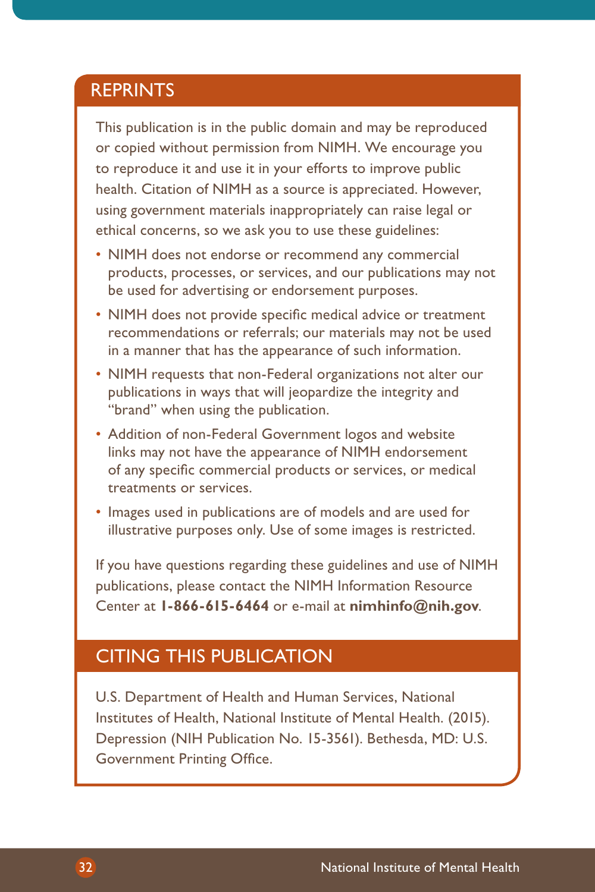## REPRINTS

This publication is in the public domain and may be reproduced or copied without permission from NIMH. We encourage you to reproduce it and use it in your efforts to improve public health. Citation of NIMH as a source is appreciated. However, using government materials inappropriately can raise legal or ethical concerns, so we ask you to use these guidelines:

- NIMH does not endorse or recommend any commercial products, processes, or services, and our publications may not be used for advertising or endorsement purposes.
- NIMH does not provide specific medical advice or treatment recommendations or referrals; our materials may not be used in a manner that has the appearance of such information.
- NIMH requests that non-Federal organizations not alter our publications in ways that will jeopardize the integrity and "brand" when using the publication.
- Addition of non-Federal Government logos and website links may not have the appearance of NIMH endorsement of any specific commercial products or services, or medical treatments or services.
- Images used in publications are of models and are used for illustrative purposes only. Use of some images is restricted.

If you have questions regarding these guidelines and use of NIMH publications, please contact the NIMH Information Resource Center at **1-866-615-6464** or e-mail at **nimhinfo@nih.gov**.

## CITING THIS PUBLICATION

U.S. Department of Health and Human Services, National Institutes of Health, National Institute of Mental Health. (2015). Depression (NIH Publication No. 15-3561). Bethesda, MD: U.S. Government Printing Office.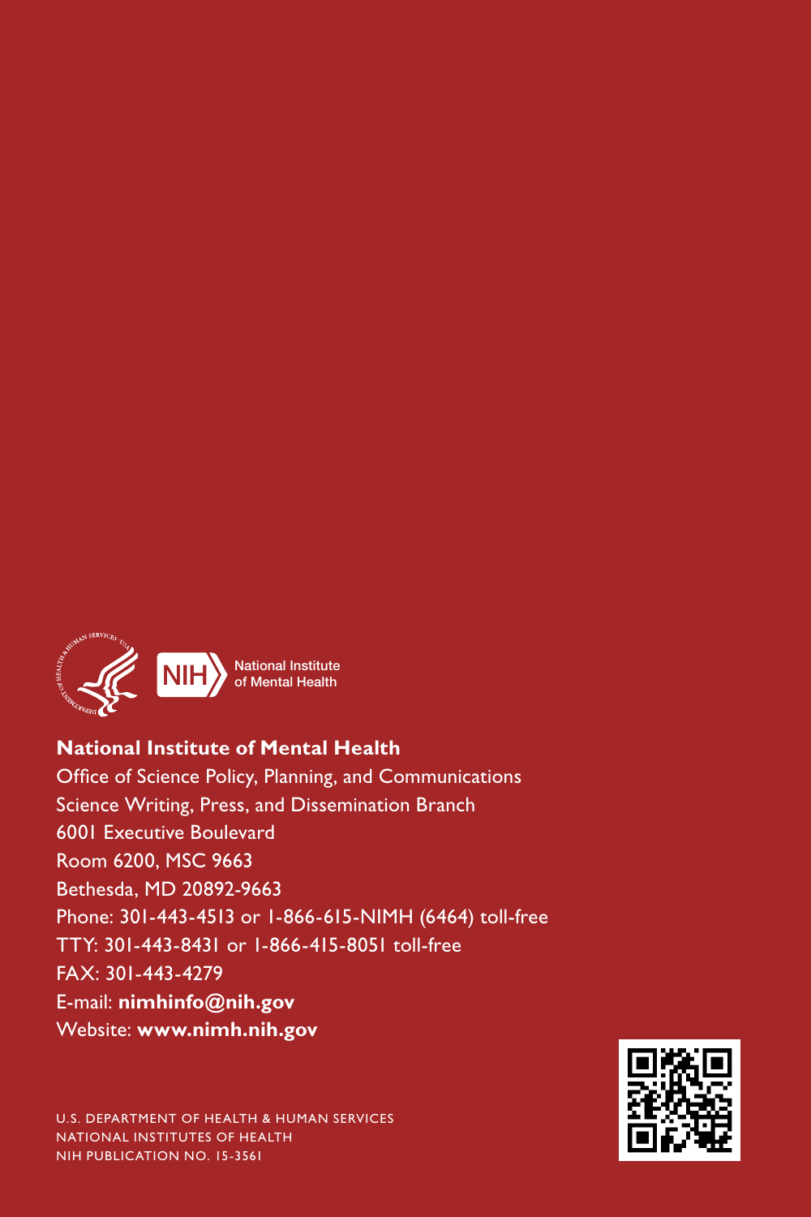National Institute of Mental Health

**National Institute of Mental Health**

Office of Science Policy, Planning, and Communications
Science Writing, Press, and Dissemination Branch
6001 Executive Boulevard
Room 6200, MSC 9663
Bethesda, MD 20892-9663
Phone: 301-443-4513 or 1-866-615-NIMH (6464) toll-free
TTY: 301-443-8431 or 1-866-415-8051 toll-free
FAX: 301-443-4279
E-mail: **nimhinfo@nih.gov**
Website: **www.nimh.nih.gov**

U.S. DEPARTMENT OF HEALTH & HUMAN SERVICES
NATIONAL INSTITUTES OF HEALTH
NIH PUBLICATION NO. 15-3561